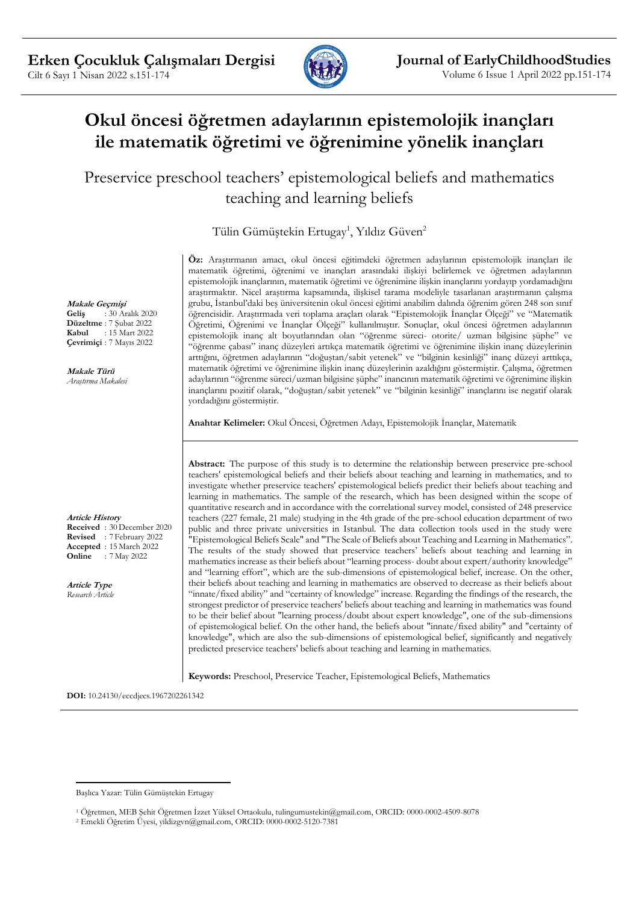# Okul öncesi öğretmen adaylarının epistemolojik inançları ile matematik öğretimi ve öğrenimine yönelik inançları

## Preservice preschool teachers' epistemological beliefs and mathematics teaching and learning beliefs

Tülin Gümüştekin Ertugay[1], Yıldız Güven[2]

***Makale Geçmişi***
**Geliş** : 30 Aralık 2020
**Düzeltme** : 7 Şubat 2022
**Kabul** : 15 Mart 2022
**Çevrimiçi** : 7 Mayıs 2022

***Makale Türü***
*Araştırma Makalesi*

**Öz:** Araştırmanın amacı, okul öncesi eğitimdeki öğretmen adaylarının epistemolojik inançları ile matematik öğretimi, öğrenimi ve inançları arasındaki ilişkiyi belirlemek ve öğretmen adaylarının epistemolojik inançlarının, matematik öğretimi ve öğrenimine ilişkin inançlarını yordayıp yordamadığını araştırmaktır. Nicel araştırma kapsamında, ilişkisel tarama modeliyle tasarlanan araştırmanın çalışma grubu, İstanbul'daki beş üniversitenin okul öncesi eğitimi anabilim dalında öğrenim gören 248 son sınıf öğrencisidir. Araştırmada veri toplama araçları olarak "Epistemolojik İnançlar Ölçeği" ve "Matematik Öğretimi, Öğrenimi ve İnançlar Ölçeği" kullanılmıştır. Sonuçlar, okul öncesi öğretmen adaylarının epistemolojik inanç alt boyutlarından olan "öğrenme süreci- otorite/ uzman bilgisine şüphe" ve "öğrenme çabası" inanç düzeyleri arttıkça matematik öğretimi ve öğrenimine ilişkin inanç düzeylerinin arttığını, öğretmen adaylarının "doğuştan/sabit yetenek" ve "bilginin kesinliği" inanç düzeyi arttıkça, matematik öğretimi ve öğrenimine ilişkin inanç düzeylerinin azaldığını göstermiştir. Çalışma, öğretmen adaylarının "öğrenme süreci/uzman bilgisine şüphe" inancının matematik öğretimi ve öğrenimine ilişkin inançlarını pozitif olarak, "doğuştan/sabit yetenek" ve "bilginin kesinliği" inançlarını ise negatif olarak yordadığını göstermiştir.

**Anahtar Kelimeler:** Okul Öncesi, Öğretmen Adayı, Epistemolojik İnançlar, Matematik

***Article History***
**Received** : 30 December 2020
**Revised** : 7 February 2022
**Accepted** : 15 March 2022
**Online** : 7 May 2022

***Article Type***
*Research Article*

**Abstract:** The purpose of this study is to determine the relationship between preservice pre-school teachers' epistemological beliefs and their beliefs about teaching and learning in mathematics, and to investigate whether preservice teachers' epistemological beliefs predict their beliefs about teaching and learning in mathematics. The sample of the research, which has been designed within the scope of quantitative research and in accordance with the correlational survey model, consisted of 248 preservice teachers (227 female, 21 male) studying in the 4th grade of the pre-school education department of two public and three private universities in Istanbul. The data collection tools used in the study were "Epistemological Beliefs Scale" and "The Scale of Beliefs about Teaching and Learning in Mathematics". The results of the study showed that preservice teachers' beliefs about teaching and learning in mathematics increase as their beliefs about "learning process- doubt about expert/authority knowledge" and "learning effort", which are the sub-dimensions of epistemological belief, increase. On the other, their beliefs about teaching and learning in mathematics are observed to decrease as their beliefs about "innate/fixed ability" and "certainty of knowledge" increase. Regarding the findings of the research, the strongest predictor of preservice teachers' beliefs about teaching and learning in mathematics was found to be their belief about "learning process/doubt about expert knowledge", one of the sub-dimensions of epistemological belief. On the other hand, the beliefs about "innate/fixed ability" and "certainty of knowledge", which are also the sub-dimensions of epistemological belief, significantly and negatively predicted preservice teachers' beliefs about teaching and learning in mathematics.

**Keywords:** Preschool, Preservice Teacher, Epistemological Beliefs, Mathematics

**DOI:** 10.24130/eccdjecs.1967202261342

Başlıca Yazar: Tülin Gümüştekin Ertugay

[1] Öğretmen, MEB Şehit Öğretmen İzzet Yüksel Ortaokulu, tulingumustekin@gmail.com, ORCID: 0000-0002-4509-8078

[2] Emekli Öğretim Üyesi, yildizgvn@gmail.com, ORCID: 0000-0002-5120-7381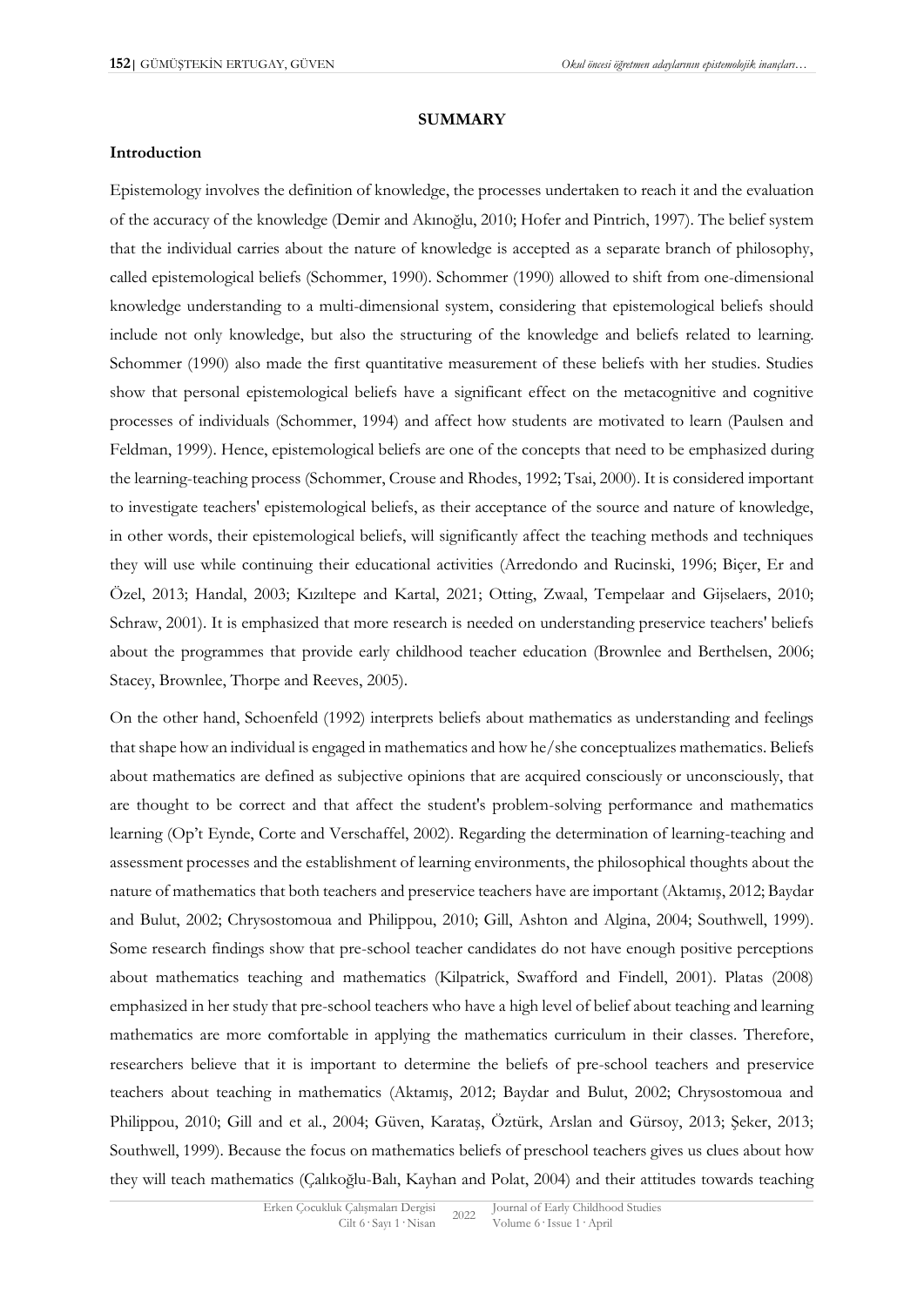## SUMMARY

### Introduction

Epistemology involves the definition of knowledge, the processes undertaken to reach it and the evaluation of the accuracy of the knowledge (Demir and Akınoğlu, 2010; Hofer and Pintrich, 1997). The belief system that the individual carries about the nature of knowledge is accepted as a separate branch of philosophy, called epistemological beliefs (Schommer, 1990). Schommer (1990) allowed to shift from one-dimensional knowledge understanding to a multi-dimensional system, considering that epistemological beliefs should include not only knowledge, but also the structuring of the knowledge and beliefs related to learning. Schommer (1990) also made the first quantitative measurement of these beliefs with her studies. Studies show that personal epistemological beliefs have a significant effect on the metacognitive and cognitive processes of individuals (Schommer, 1994) and affect how students are motivated to learn (Paulsen and Feldman, 1999). Hence, epistemological beliefs are one of the concepts that need to be emphasized during the learning-teaching process (Schommer, Crouse and Rhodes, 1992; Tsai, 2000). It is considered important to investigate teachers' epistemological beliefs, as their acceptance of the source and nature of knowledge, in other words, their epistemological beliefs, will significantly affect the teaching methods and techniques they will use while continuing their educational activities (Arredondo and Rucinski, 1996; Biçer, Er and Özel, 2013; Handal, 2003; Kızıltepe and Kartal, 2021; Otting, Zwaal, Tempelaar and Gijselaers, 2010; Schraw, 2001). It is emphasized that more research is needed on understanding preservice teachers' beliefs about the programmes that provide early childhood teacher education (Brownlee and Berthelsen, 2006; Stacey, Brownlee, Thorpe and Reeves, 2005).

On the other hand, Schoenfeld (1992) interprets beliefs about mathematics as understanding and feelings that shape how an individual is engaged in mathematics and how he/she conceptualizes mathematics. Beliefs about mathematics are defined as subjective opinions that are acquired consciously or unconsciously, that are thought to be correct and that affect the student's problem-solving performance and mathematics learning (Op't Eynde, Corte and Verschaffel, 2002). Regarding the determination of learning-teaching and assessment processes and the establishment of learning environments, the philosophical thoughts about the nature of mathematics that both teachers and preservice teachers have are important (Aktamış, 2012; Baydar and Bulut, 2002; Chrysostomoua and Philippou, 2010; Gill, Ashton and Algina, 2004; Southwell, 1999). Some research findings show that pre-school teacher candidates do not have enough positive perceptions about mathematics teaching and mathematics (Kilpatrick, Swafford and Findell, 2001). Platas (2008) emphasized in her study that pre-school teachers who have a high level of belief about teaching and learning mathematics are more comfortable in applying the mathematics curriculum in their classes. Therefore, researchers believe that it is important to determine the beliefs of pre-school teachers and preservice teachers about teaching in mathematics (Aktamış, 2012; Baydar and Bulut, 2002; Chrysostomoua and Philippou, 2010; Gill and et al., 2004; Güven, Karataş, Öztürk, Arslan and Gürsoy, 2013; Şeker, 2013; Southwell, 1999). Because the focus on mathematics beliefs of preschool teachers gives us clues about how they will teach mathematics (Çalıkoğlu-Balı, Kayhan and Polat, 2004) and their attitudes towards teaching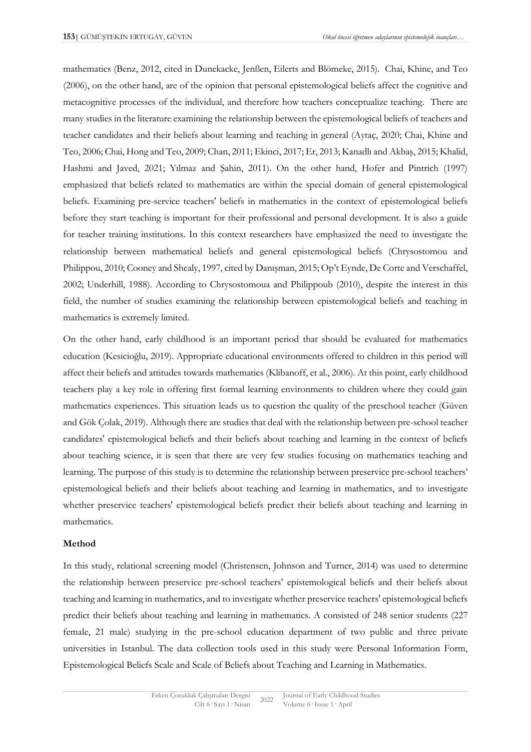mathematics (Benz, 2012, cited in Dunekacke, Jenßen, Eilerts and Blömeke, 2015). Chai, Khine, and Teo (2006), on the other hand, are of the opinion that personal epistemological beliefs affect the cognitive and metacognitive processes of the individual, and therefore how teachers conceptualize teaching. There are many studies in the literature examining the relationship between the epistemological beliefs of teachers and teacher candidates and their beliefs about learning and teaching in general (Aytaç, 2020; Chai, Khine and Teo, 2006; Chai, Hong and Teo, 2009; Chan, 2011; Ekinci, 2017; Er, 2013; Kanadlı and Akbaş, 2015; Khalid, Hashmi and Javed, 2021; Yılmaz and Şahin, 2011). On the other hand, Hofer and Pintrich (1997) emphasized that beliefs related to mathematics are within the special domain of general epistemological beliefs. Examining pre-service teachers' beliefs in mathematics in the context of epistemological beliefs before they start teaching is important for their professional and personal development. It is also a guide for teacher training institutions. In this context researchers have emphasized the need to investigate the relationship between mathematical beliefs and general epistemological beliefs (Chrysostomou and Philippou, 2010; Cooney and Shealy, 1997, cited by Danışman, 2015; Op't Eynde, De Corte and Verschaffel, 2002; Underhill, 1988). According to Chrysostomoua and Philippoub (2010), despite the interest in this field, the number of studies examining the relationship between epistemological beliefs and teaching in mathematics is extremely limited.

On the other hand, early childhood is an important period that should be evaluated for mathematics education (Kesicioğlu, 2019). Appropriate educational environments offered to children in this period will affect their beliefs and attitudes towards mathematics (Klibanoff, et al., 2006). At this point, early childhood teachers play a key role in offering first formal learning environments to children where they could gain mathematics experiences. This situation leads us to question the quality of the preschool teacher (Güven and Gök Çolak, 2019). Although there are studies that deal with the relationship between pre-school teacher candidates' epistemological beliefs and their beliefs about teaching and learning in the context of beliefs about teaching science, it is seen that there are very few studies focusing on mathematics teaching and learning. The purpose of this study is to determine the relationship between preservice pre-school teachers' epistemological beliefs and their beliefs about teaching and learning in mathematics, and to investigate whether preservice teachers' epistemological beliefs predict their beliefs about teaching and learning in mathematics.

**Method**

In this study, relational screening model (Christensen, Johnson and Turner, 2014) was used to determine the relationship between preservice pre-school teachers' epistemological beliefs and their beliefs about teaching and learning in mathematics, and to investigate whether preservice teachers' epistemological beliefs predict their beliefs about teaching and learning in mathematics. A consisted of 248 senior students (227 female, 21 male) studying in the pre-school education department of two public and three private universities in Istanbul. The data collection tools used in this study were Personal Information Form, Epistemological Beliefs Scale and Scale of Beliefs about Teaching and Learning in Mathematics.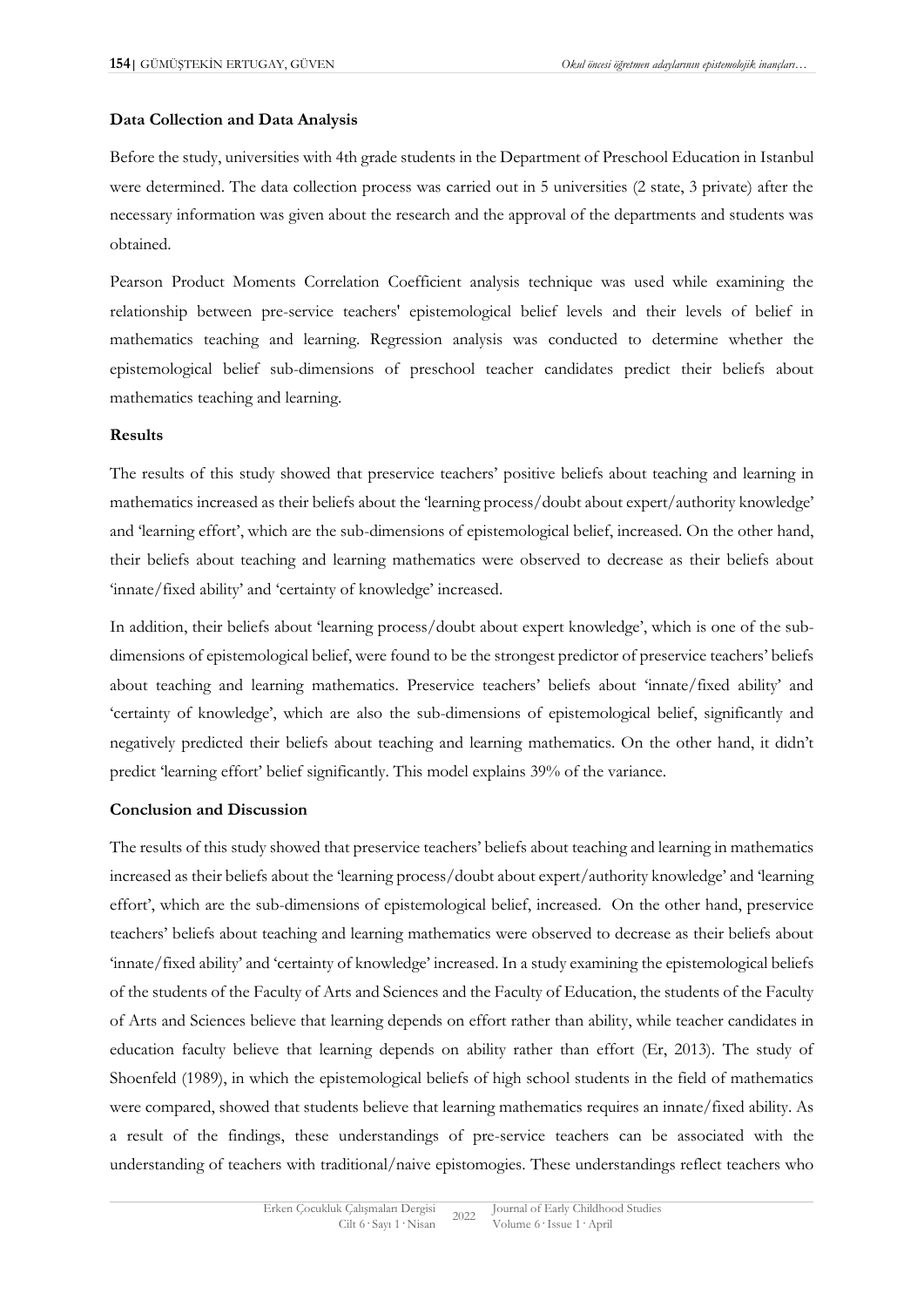**Data Collection and Data Analysis**

Before the study, universities with 4th grade students in the Department of Preschool Education in Istanbul were determined. The data collection process was carried out in 5 universities (2 state, 3 private) after the necessary information was given about the research and the approval of the departments and students was obtained.

Pearson Product Moments Correlation Coefficient analysis technique was used while examining the relationship between pre-service teachers' epistemological belief levels and their levels of belief in mathematics teaching and learning. Regression analysis was conducted to determine whether the epistemological belief sub-dimensions of preschool teacher candidates predict their beliefs about mathematics teaching and learning.

**Results**

The results of this study showed that preservice teachers' positive beliefs about teaching and learning in mathematics increased as their beliefs about the 'learning process/doubt about expert/authority knowledge' and 'learning effort', which are the sub-dimensions of epistemological belief, increased. On the other hand, their beliefs about teaching and learning mathematics were observed to decrease as their beliefs about 'innate/fixed ability' and 'certainty of knowledge' increased.

In addition, their beliefs about 'learning process/doubt about expert knowledge', which is one of the sub-dimensions of epistemological belief, were found to be the strongest predictor of preservice teachers' beliefs about teaching and learning mathematics. Preservice teachers' beliefs about 'innate/fixed ability' and 'certainty of knowledge', which are also the sub-dimensions of epistemological belief, significantly and negatively predicted their beliefs about teaching and learning mathematics. On the other hand, it didn't predict 'learning effort' belief significantly. This model explains 39% of the variance.

**Conclusion and Discussion**

The results of this study showed that preservice teachers' beliefs about teaching and learning in mathematics increased as their beliefs about the 'learning process/doubt about expert/authority knowledge' and 'learning effort', which are the sub-dimensions of epistemological belief, increased. On the other hand, preservice teachers' beliefs about teaching and learning mathematics were observed to decrease as their beliefs about 'innate/fixed ability' and 'certainty of knowledge' increased. In a study examining the epistemological beliefs of the students of the Faculty of Arts and Sciences and the Faculty of Education, the students of the Faculty of Arts and Sciences believe that learning depends on effort rather than ability, while teacher candidates in education faculty believe that learning depends on ability rather than effort (Er, 2013). The study of Shoenfeld (1989), in which the epistemological beliefs of high school students in the field of mathematics were compared, showed that students believe that learning mathematics requires an innate/fixed ability. As a result of the findings, these understandings of pre-service teachers can be associated with the understanding of teachers with traditional/naive epistomogies. These understandings reflect teachers who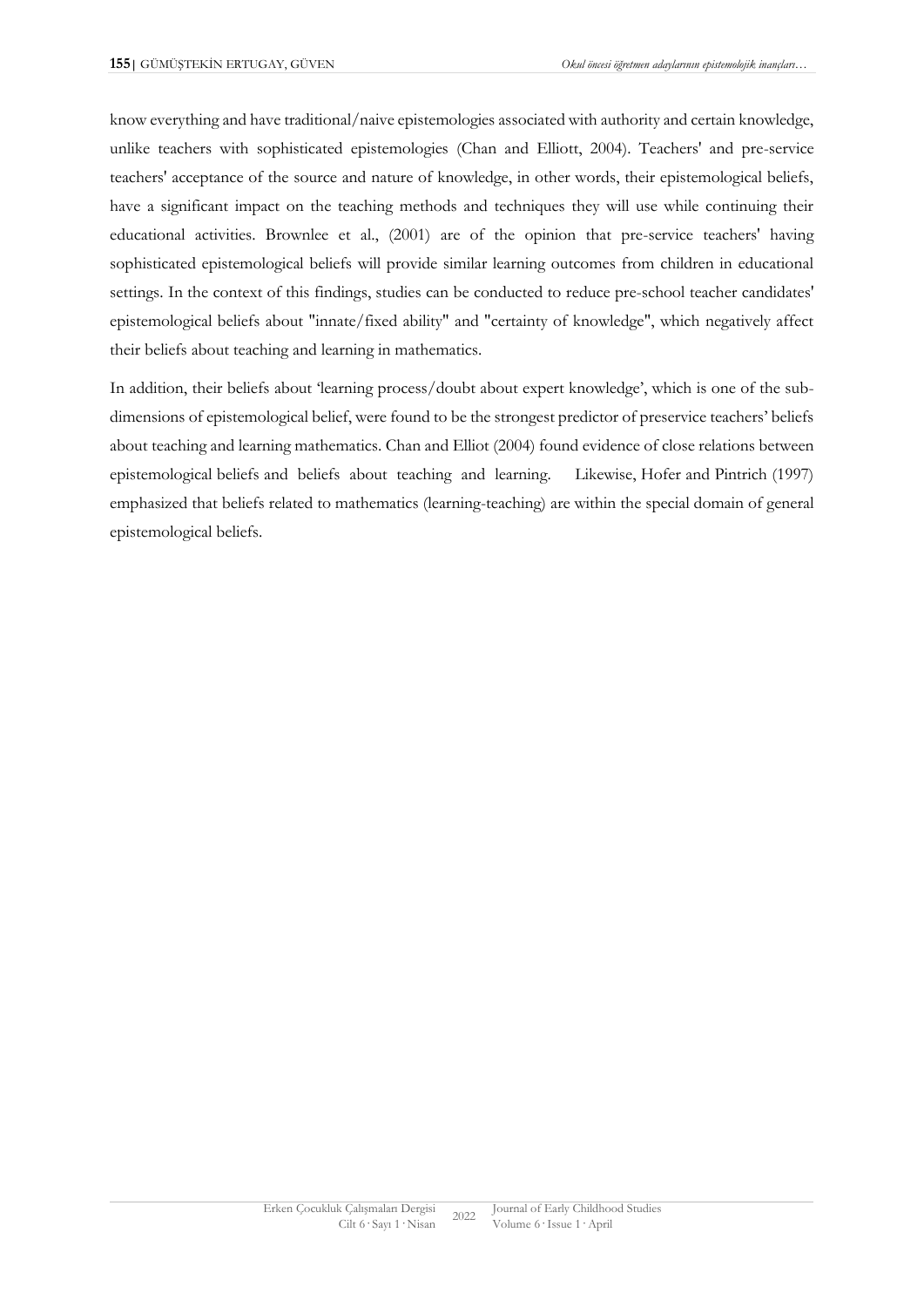know everything and have traditional/naive epistemologies associated with authority and certain knowledge, unlike teachers with sophisticated epistemologies (Chan and Elliott, 2004). Teachers' and pre-service teachers' acceptance of the source and nature of knowledge, in other words, their epistemological beliefs, have a significant impact on the teaching methods and techniques they will use while continuing their educational activities. Brownlee et al., (2001) are of the opinion that pre-service teachers' having sophisticated epistemological beliefs will provide similar learning outcomes from children in educational settings. In the context of this findings, studies can be conducted to reduce pre-school teacher candidates' epistemological beliefs about "innate/fixed ability" and "certainty of knowledge", which negatively affect their beliefs about teaching and learning in mathematics.

In addition, their beliefs about 'learning process/doubt about expert knowledge', which is one of the sub-dimensions of epistemological belief, were found to be the strongest predictor of preservice teachers' beliefs about teaching and learning mathematics. Chan and Elliot (2004) found evidence of close relations between epistemological beliefs and beliefs about teaching and learning. Likewise, Hofer and Pintrich (1997) emphasized that beliefs related to mathematics (learning-teaching) are within the special domain of general epistemological beliefs.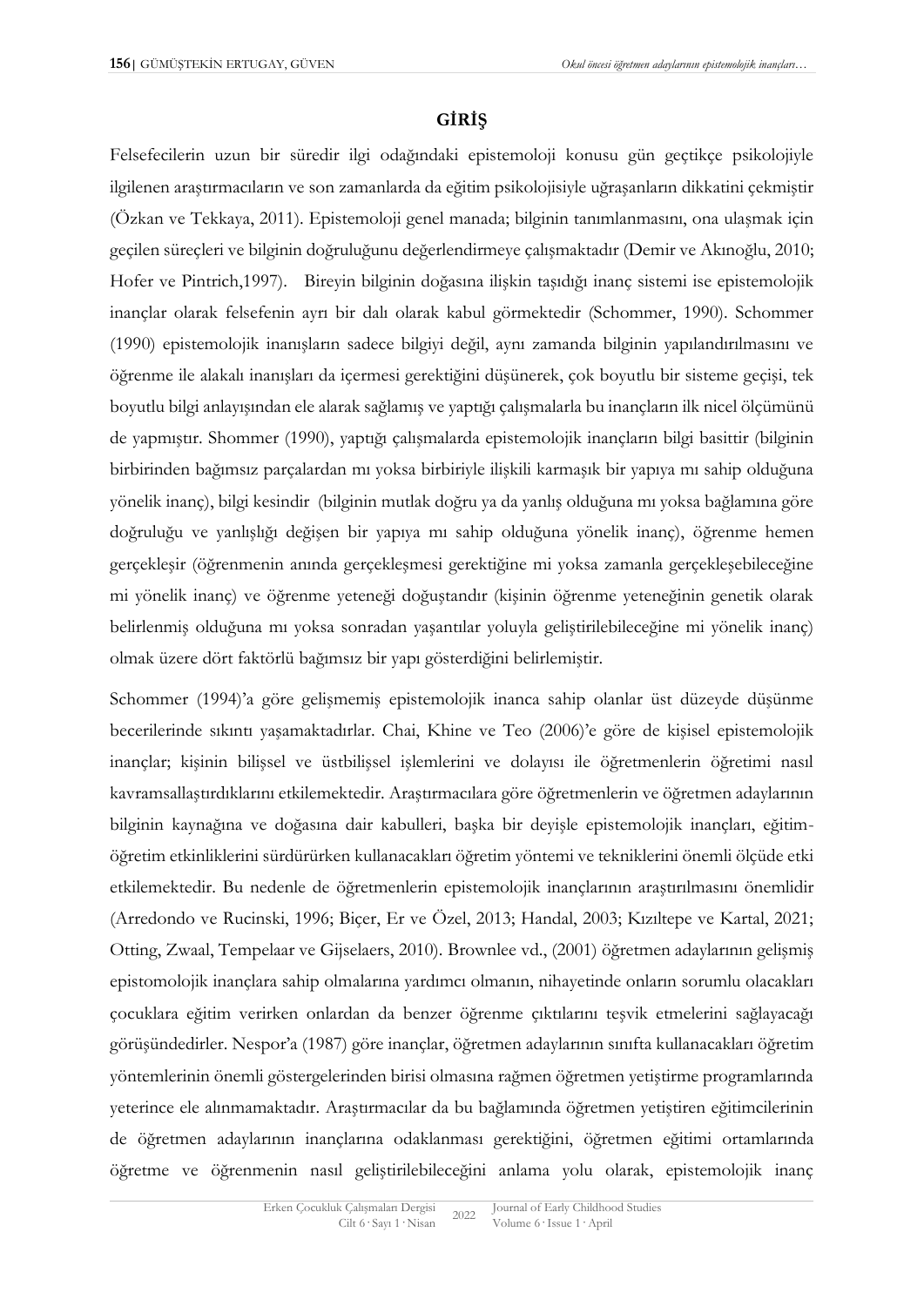## GİRİŞ

Felsefecilerin uzun bir süredir ilgi odağındaki epistemoloji konusu gün geçtikçe psikolojiyle ilgilenen araştırmacıların ve son zamanlarda da eğitim psikolojisiyle uğraşanların dikkatini çekmiştir (Özkan ve Tekkaya, 2011). Epistemoloji genel manada; bilginin tanımlanmasını, ona ulaşmak için geçilen süreçleri ve bilginin doğruluğunu değerlendirmeye çalışmaktadır (Demir ve Akınoğlu, 2010; Hofer ve Pintrich,1997). Bireyin bilginin doğasına ilişkin taşıdığı inanç sistemi ise epistemolojik inançlar olarak felsefenin ayrı bir dalı olarak kabul görmektedir (Schommer, 1990). Schommer (1990) epistemolojik inanışların sadece bilgiyi değil, aynı zamanda bilginin yapılandırılmasını ve öğrenme ile alakalı inanışları da içermesi gerektiğini düşünerek, çok boyutlu bir sisteme geçişi, tek boyutlu bilgi anlayışından ele alarak sağlamış ve yaptığı çalışmalarla bu inançların ilk nicel ölçümünü de yapmıştır. Shommer (1990), yaptığı çalışmalarda epistemolojik inançların bilgi basittir (bilginin birbirinden bağımsız parçalardan mı yoksa birbiriyle ilişkili karmaşık bir yapıya mı sahip olduğuna yönelik inanç), bilgi kesindir (bilginin mutlak doğru ya da yanlış olduğuna mı yoksa bağlamına göre doğruluğu ve yanlışlığı değişen bir yapıya mı sahip olduğuna yönelik inanç), öğrenme hemen gerçekleşir (öğrenmenin anında gerçekleşmesi gerektiğine mi yoksa zamanla gerçekleşebileceğine mi yönelik inanç) ve öğrenme yeteneği doğuştandır (kişinin öğrenme yeteneğinin genetik olarak belirlenmiş olduğuna mı yoksa sonradan yaşantılar yoluyla geliştirilebileceğine mi yönelik inanç) olmak üzere dört faktörlü bağımsız bir yapı gösterdiğini belirlemiştir.

Schommer (1994)'a göre gelişmemiş epistemolojik inanca sahip olanlar üst düzeyde düşünme becerilerinde sıkıntı yaşamaktadırlar. Chai, Khine ve Teo (2006)'e göre de kişisel epistemolojik inançlar; kişinin bilişsel ve üstbilişsel işlemlerini ve dolayısı ile öğretmenlerin öğretimi nasıl kavramsallaştırdıklarını etkilemektedir. Araştırmacılara göre öğretmenlerin ve öğretmen adaylarının bilginin kaynağına ve doğasına dair kabulleri, başka bir deyişle epistemolojik inançları, eğitim-öğretim etkinliklerini sürdürürken kullanacakları öğretim yöntemi ve tekniklerini önemli ölçüde etki etkilemektedir. Bu nedenle de öğretmenlerin epistemolojik inançlarının araştırılmasını önemlidir (Arredondo ve Rucinski, 1996; Biçer, Er ve Özel, 2013; Handal, 2003; Kızıltepe ve Kartal, 2021; Otting, Zwaal, Tempelaar ve Gijselaers, 2010). Brownlee vd., (2001) öğretmen adaylarının gelişmiş epistomolojik inançlara sahip olmalarına yardımcı olmanın, nihayetinde onların sorumlu olacakları çocuklara eğitim verirken onlardan da benzer öğrenme çıktılarını teşvik etmelerini sağlayacağı görüşündedirler. Nespor'a (1987) göre inançlar, öğretmen adaylarının sınıfta kullanacakları öğretim yöntemlerinin önemli göstergelerinden birisi olmasına rağmen öğretmen yetiştirme programlarında yeterince ele alınmamaktadır. Araştırmacılar da bu bağlamında öğretmen yetiştiren eğitimcilerinin de öğretmen adaylarının inançlarına odaklanması gerektiğini, öğretmen eğitimi ortamlarında öğretme ve öğrenmenin nasıl geliştirilebileceğini anlama yolu olarak, epistemolojik inanç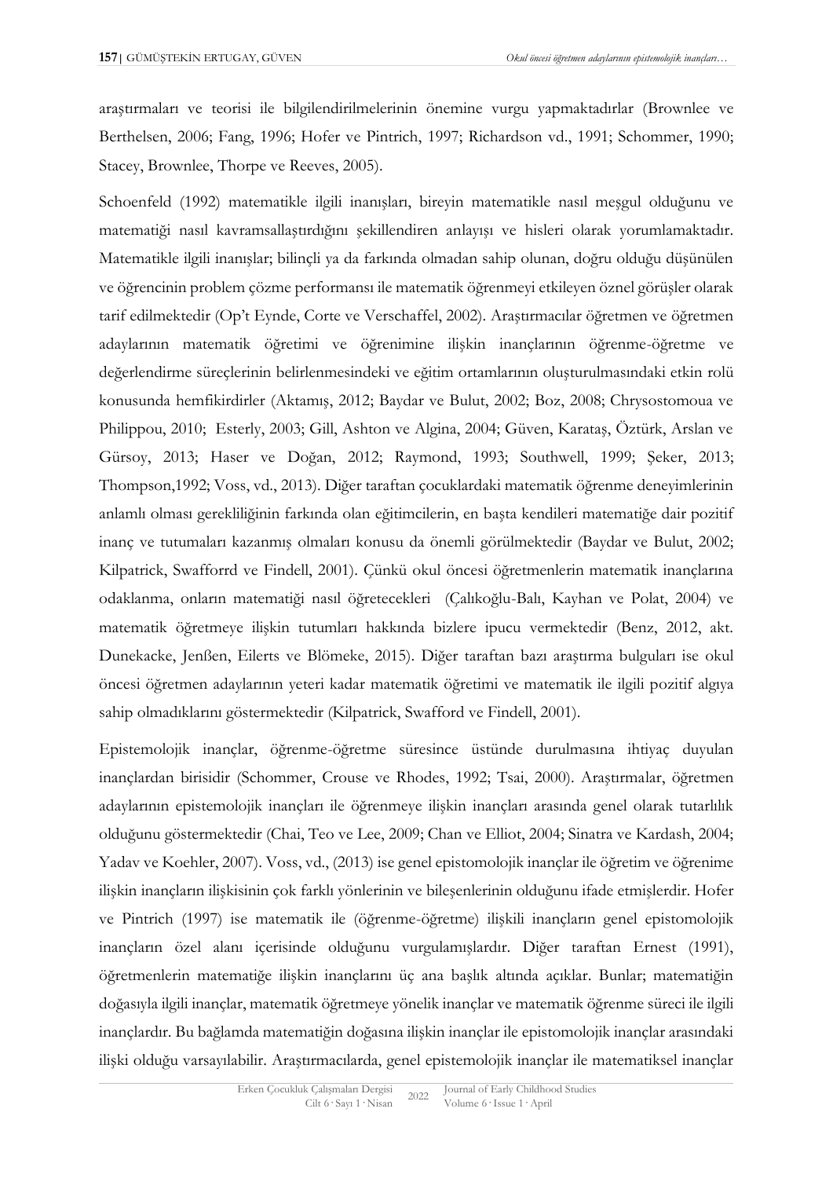araştırmaları ve teorisi ile bilgilendirilmelerinin önemine vurgu yapmaktadırlar (Brownlee ve Berthelsen, 2006; Fang, 1996; Hofer ve Pintrich, 1997; Richardson vd., 1991; Schommer, 1990; Stacey, Brownlee, Thorpe ve Reeves, 2005).

Schoenfeld (1992) matematikle ilgili inanışları, bireyin matematikle nasıl meşgul olduğunu ve matematiği nasıl kavramsallaştırdığını şekillendiren anlayışı ve hisleri olarak yorumlamaktadır. Matematikle ilgili inanışlar; bilinçli ya da farkında olmadan sahip olunan, doğru olduğu düşünülen ve öğrencinin problem çözme performansı ile matematik öğrenmeyi etkileyen öznel görüşler olarak tarif edilmektedir (Op't Eynde, Corte ve Verschaffel, 2002). Araştırmacılar öğretmen ve öğretmen adaylarının matematik öğretimi ve öğrenimine ilişkin inançlarının öğrenme-öğretme ve değerlendirme süreçlerinin belirlenmesindeki ve eğitim ortamlarının oluşturulmasındaki etkin rolü konusunda hemfikirdirler (Aktamış, 2012; Baydar ve Bulut, 2002; Boz, 2008; Chrysostomoua ve Philippou, 2010; Esterly, 2003; Gill, Ashton ve Algina, 2004; Güven, Karataş, Öztürk, Arslan ve Gürsoy, 2013; Haser ve Doğan, 2012; Raymond, 1993; Southwell, 1999; Şeker, 2013; Thompson,1992; Voss, vd., 2013). Diğer taraftan çocuklardaki matematik öğrenme deneyimlerinin anlamlı olması gerekliliğinin farkında olan eğitimcilerin, en başta kendileri matematiğe dair pozitif inanç ve tutumaları kazanmış olmaları konusu da önemli görülmektedir (Baydar ve Bulut, 2002; Kilpatrick, Swafforrd ve Findell, 2001). Çünkü okul öncesi öğretmenlerin matematik inançlarına odaklanma, onların matematiği nasıl öğretecekleri (Çalıkoğlu-Balı, Kayhan ve Polat, 2004) ve matematik öğretmeye ilişkin tutumları hakkında bizlere ipucu vermektedir (Benz, 2012, akt. Dunekacke, Jenßen, Eilerts ve Blömeke, 2015). Diğer taraftan bazı araştırma bulguları ise okul öncesi öğretmen adaylarının yeteri kadar matematik öğretimi ve matematik ile ilgili pozitif algıya sahip olmadıklarını göstermektedir (Kilpatrick, Swafford ve Findell, 2001).

Epistemolojik inançlar, öğrenme-öğretme süresince üstünde durulmasına ihtiyaç duyulan inançlardan birisidir (Schommer, Crouse ve Rhodes, 1992; Tsai, 2000). Araştırmalar, öğretmen adaylarının epistemolojik inançları ile öğrenmeye ilişkin inançları arasında genel olarak tutarlılık olduğunu göstermektedir (Chai, Teo ve Lee, 2009; Chan ve Elliot, 2004; Sinatra ve Kardash, 2004; Yadav ve Koehler, 2007). Voss, vd., (2013) ise genel epistomolojik inançlar ile öğretim ve öğrenime ilişkin inançların ilişkisinin çok farklı yönlerinin ve bileşenlerinin olduğunu ifade etmişlerdir. Hofer ve Pintrich (1997) ise matematik ile (öğrenme-öğretme) ilişkili inançların genel epistomolojik inançların özel alanı içerisinde olduğunu vurgulamışlardır. Diğer taraftan Ernest (1991), öğretmenlerin matematiğe ilişkin inançlarını üç ana başlık altında açıklar. Bunlar; matematiğin doğasıyla ilgili inançlar, matematik öğretmeye yönelik inançlar ve matematik öğrenme süreci ile ilgili inançlardır. Bu bağlamda matematiğin doğasına ilişkin inançlar ile epistomolojik inançlar arasındaki ilişki olduğu varsayılabilir. Araştırmacılarda, genel epistemolojik inançlar ile matematiksel inançlar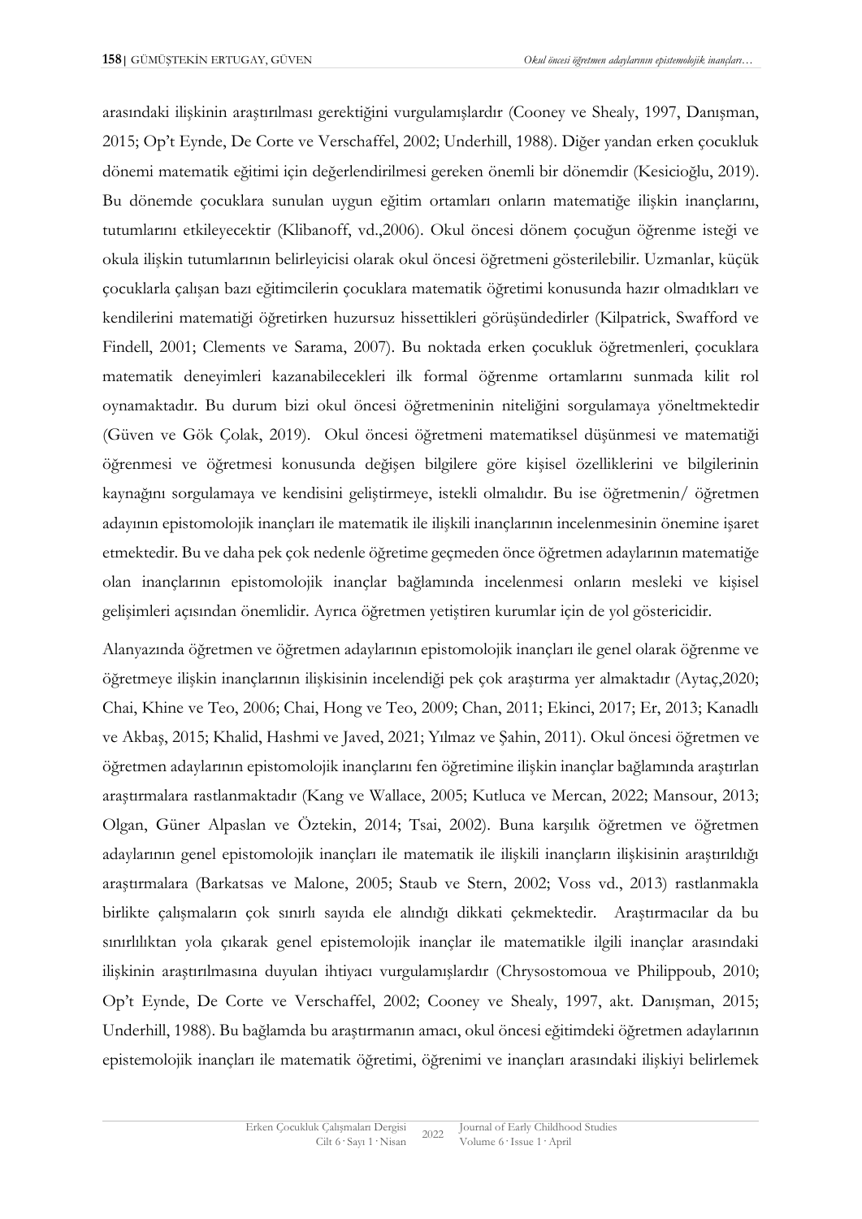arasındaki ilişkinin araştırılması gerektiğini vurgulamışlardır (Cooney ve Shealy, 1997, Danışman, 2015; Op't Eynde, De Corte ve Verschaffel, 2002; Underhill, 1988). Diğer yandan erken çocukluk dönemi matematik eğitimi için değerlendirilmesi gereken önemli bir dönemdir (Kesicioğlu, 2019). Bu dönemde çocuklara sunulan uygun eğitim ortamları onların matematiğe ilişkin inançlarını, tutumlarını etkileyecektir (Klibanoff, vd.,2006). Okul öncesi dönem çocuğun öğrenme isteği ve okula ilişkin tutumlarının belirleyicisi olarak okul öncesi öğretmeni gösterilebilir. Uzmanlar, küçük çocuklarla çalışan bazı eğitimcilerin çocuklara matematik öğretimi konusunda hazır olmadıkları ve kendilerini matematiği öğretirken huzursuz hissettikleri görüşündedirler (Kilpatrick, Swafford ve Findell, 2001; Clements ve Sarama, 2007). Bu noktada erken çocukluk öğretmenleri, çocuklara matematik deneyimleri kazanabilecekleri ilk formal öğrenme ortamlarını sunmada kilit rol oynamaktadır. Bu durum bizi okul öncesi öğretmeninin niteliğini sorgulamaya yöneltmektedir (Güven ve Gök Çolak, 2019). Okul öncesi öğretmeni matematiksel düşünmesi ve matematiği öğrenmesi ve öğretmesi konusunda değişen bilgilere göre kişisel özelliklerini ve bilgilerinin kaynağını sorgulamaya ve kendisini geliştirmeye, istekli olmalıdır. Bu ise öğretmenin/ öğretmen adayının epistomolojik inançları ile matematik ile ilişkili inançlarının incelenmesinin önemine işaret etmektedir. Bu ve daha pek çok nedenle öğretime geçmeden önce öğretmen adaylarının matematiğe olan inançlarının epistomolojik inançlar bağlamında incelenmesi onların mesleki ve kişisel gelişimleri açısından önemlidir. Ayrıca öğretmen yetiştiren kurumlar için de yol göstericidir.

Alanyazında öğretmen ve öğretmen adaylarının epistomolojik inançları ile genel olarak öğrenme ve öğretmeye ilişkin inançlarının ilişkisinin incelendiği pek çok araştırma yer almaktadır (Aytaç,2020; Chai, Khine ve Teo, 2006; Chai, Hong ve Teo, 2009; Chan, 2011; Ekinci, 2017; Er, 2013; Kanadlı ve Akbaş, 2015; Khalid, Hashmi ve Javed, 2021; Yılmaz ve Şahin, 2011). Okul öncesi öğretmen ve öğretmen adaylarının epistomolojik inançlarını fen öğretimine ilişkin inançlar bağlamında araştırılan araştırmalara rastlanmaktadır (Kang ve Wallace, 2005; Kutluca ve Mercan, 2022; Mansour, 2013; Olgan, Güner Alpaslan ve Öztekin, 2014; Tsai, 2002). Buna karşılık öğretmen ve öğretmen adaylarının genel epistomolojik inançları ile matematik ile ilişkili inançların ilişkisinin araştırıldığı araştırmalara (Barkatsas ve Malone, 2005; Staub ve Stern, 2002; Voss vd., 2013) rastlanmakla birlikte çalışmaların çok sınırlı sayıda ele alındığı dikkati çekmektedir. Araştırmacılar da bu sınırlılıktan yola çıkarak genel epistemolojik inançlar ile matematikle ilgili inançlar arasındaki ilişkinin araştırılmasına duyulan ihtiyacı vurgulamışlardır (Chrysostomoua ve Philippoub, 2010; Op't Eynde, De Corte ve Verschaffel, 2002; Cooney ve Shealy, 1997, akt. Danışman, 2015; Underhill, 1988). Bu bağlamda bu araştırmanın amacı, okul öncesi eğitimdeki öğretmen adaylarının epistemolojik inançları ile matematik öğretimi, öğrenimi ve inançları arasındaki ilişkiyi belirlemek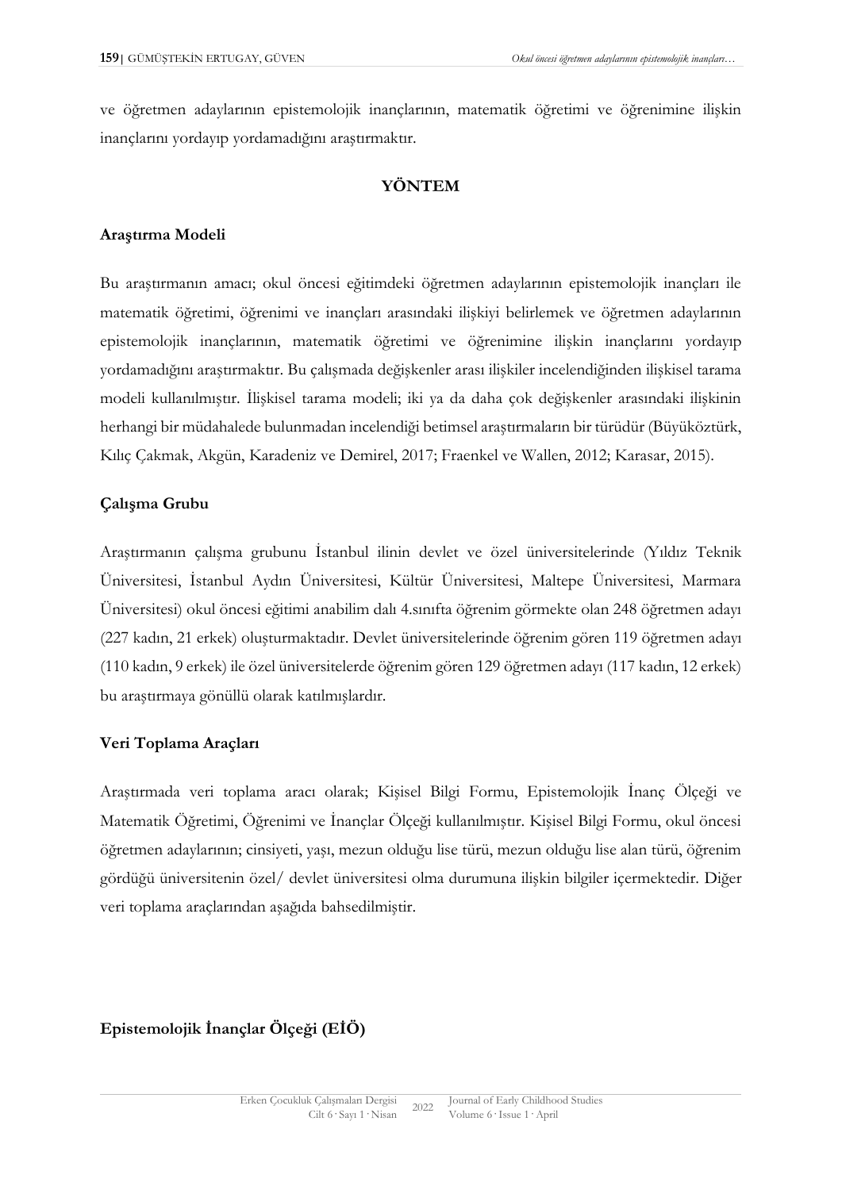ve öğretmen adaylarının epistemolojik inançlarının, matematik öğretimi ve öğrenimine ilişkin inançlarını yordayıp yordamadığını araştırmaktır.

## YÖNTEM

### Araştırma Modeli

Bu araştırmanın amacı; okul öncesi eğitimdeki öğretmen adaylarının epistemolojik inançları ile matematik öğretimi, öğrenimi ve inançları arasındaki ilişkiyi belirlemek ve öğretmen adaylarının epistemolojik inançlarının, matematik öğretimi ve öğrenimine ilişkin inançlarını yordayıp yordamadığını araştırmaktır. Bu çalışmada değişkenler arası ilişkiler incelendiğinden ilişkisel tarama modeli kullanılmıştır. İlişkisel tarama modeli; iki ya da daha çok değişkenler arasındaki ilişkinin herhangi bir müdahalede bulunmadan incelendiği betimsel araştırmaların bir türüdür (Büyüköztürk, Kılıç Çakmak, Akgün, Karadeniz ve Demirel, 2017; Fraenkel ve Wallen, 2012; Karasar, 2015).

### Çalışma Grubu

Araştırmanın çalışma grubunu İstanbul ilinin devlet ve özel üniversitelerinde (Yıldız Teknik Üniversitesi, İstanbul Aydın Üniversitesi, Kültür Üniversitesi, Maltepe Üniversitesi, Marmara Üniversitesi) okul öncesi eğitimi anabilim dalı 4.sınıfta öğrenim görmekte olan 248 öğretmen adayı (227 kadın, 21 erkek) oluşturmaktadır. Devlet üniversitelerinde öğrenim gören 119 öğretmen adayı (110 kadın, 9 erkek) ile özel üniversitelerde öğrenim gören 129 öğretmen adayı (117 kadın, 12 erkek) bu araştırmaya gönüllü olarak katılmışlardır.

### Veri Toplama Araçları

Araştırmada veri toplama aracı olarak; Kişisel Bilgi Formu, Epistemolojik İnanç Ölçeği ve Matematik Öğretimi, Öğrenimi ve İnançlar Ölçeği kullanılmıştır. Kişisel Bilgi Formu, okul öncesi öğretmen adaylarının; cinsiyeti, yaşı, mezun olduğu lise türü, mezun olduğu lise alan türü, öğrenim gördüğü üniversitenin özel/ devlet üniversitesi olma durumuna ilişkin bilgiler içermektedir. Diğer veri toplama araçlarından aşağıda bahsedilmiştir.

### Epistemolojik İnançlar Ölçeği (EİÖ)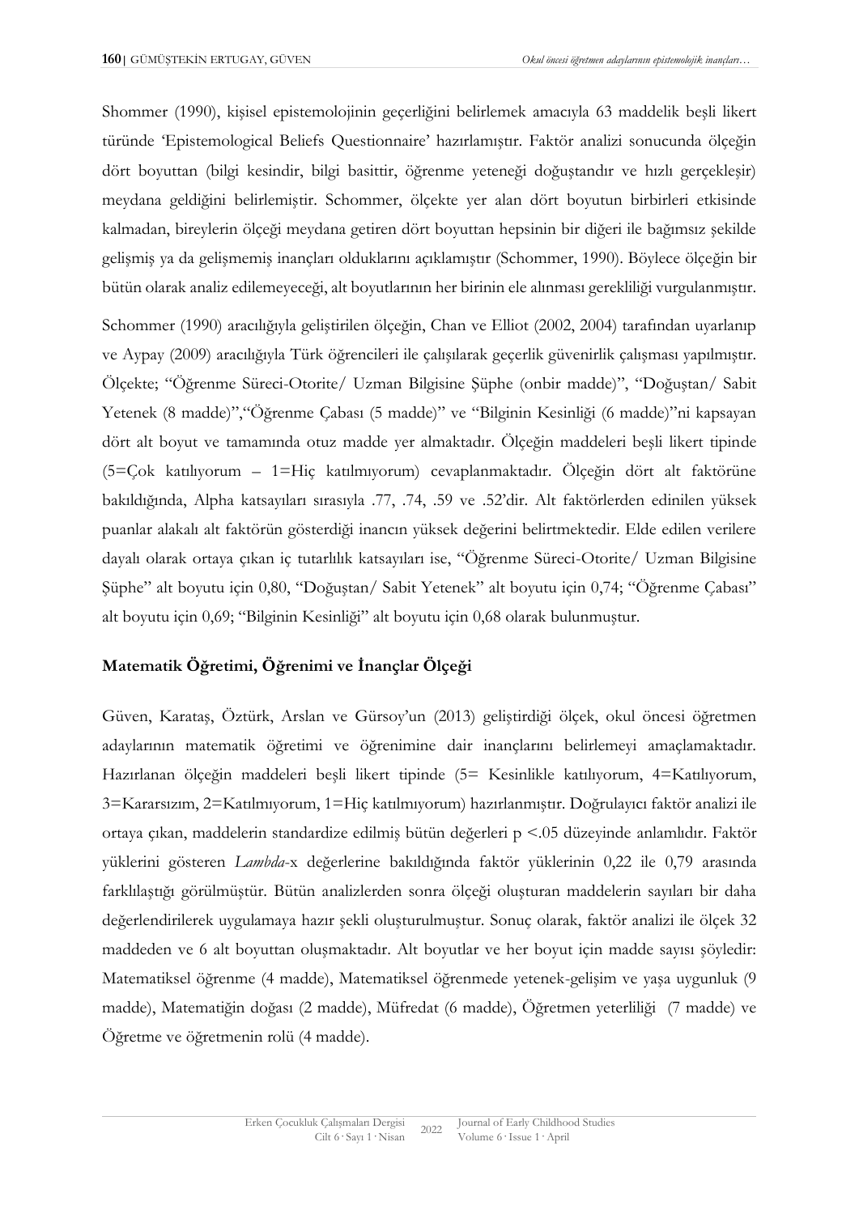Shommer (1990), kişisel epistemolojinin geçerliğini belirlemek amacıyla 63 maddelik beşli likert türünde 'Epistemological Beliefs Questionnaire' hazırlamıştır. Faktör analizi sonucunda ölçeğin dört boyuttan (bilgi kesindir, bilgi basittir, öğrenme yeteneği doğuştandır ve hızlı gerçekleşir) meydana geldiğini belirlemiştir. Schommer, ölçekte yer alan dört boyutun birbirleri etkisinde kalmadan, bireylerin ölçeği meydana getiren dört boyuttan hepsinin bir diğeri ile bağımsız şekilde gelişmiş ya da gelişmemiş inançları olduklarını açıklamıştır (Schommer, 1990). Böylece ölçeğin bir bütün olarak analiz edilemeyeceği, alt boyutlarının her birinin ele alınması gerekliliği vurgulanmıştır.

Schommer (1990) aracılığıyla geliştirilen ölçeğin, Chan ve Elliot (2002, 2004) tarafından uyarlanıp ve Aypay (2009) aracılığıyla Türk öğrencileri ile çalışılarak geçerlik güvenirlik çalışması yapılmıştır. Ölçekte; "Öğrenme Süreci-Otorite/ Uzman Bilgisine Şüphe (onbir madde)", "Doğuştan/ Sabit Yetenek (8 madde)","Öğrenme Çabası (5 madde)" ve "Bilginin Kesinliği (6 madde)"ni kapsayan dört alt boyut ve tamamında otuz madde yer almaktadır. Ölçeğin maddeleri beşli likert tipinde (5=Çok katılıyorum – 1=Hiç katılmıyorum) cevaplanmaktadır. Ölçeğin dört alt faktörüne bakıldığında, Alpha katsayıları sırasıyla .77, .74, .59 ve .52'dir. Alt faktörlerden edinilen yüksek puanlar alakalı alt faktörün gösterdiği inancın yüksek değerini belirtmektedir. Elde edilen verilere dayalı olarak ortaya çıkan iç tutarlılık katsayıları ise, "Öğrenme Süreci-Otorite/ Uzman Bilgisine Şüphe" alt boyutu için 0,80, "Doğuştan/ Sabit Yetenek" alt boyutu için 0,74; "Öğrenme Çabası" alt boyutu için 0,69; "Bilginin Kesinliği" alt boyutu için 0,68 olarak bulunmuştur.

### Matematik Öğretimi, Öğrenimi ve İnançlar Ölçeği

Güven, Karataş, Öztürk, Arslan ve Gürsoy'un (2013) geliştirdiği ölçek, okul öncesi öğretmen adaylarının matematik öğretimi ve öğrenimine dair inançlarını belirlemeyi amaçlamaktadır. Hazırlanan ölçeğin maddeleri beşli likert tipinde (5= Kesinlikle katılıyorum, 4=Katılıyorum, 3=Kararsızım, 2=Katılmıyorum, 1=Hiç katılmıyorum) hazırlanmıştır. Doğrulayıcı faktör analizi ile ortaya çıkan, maddelerin standardize edilmiş bütün değerleri $p < .05$ düzeyinde anlamlıdır. Faktör yüklerini gösteren *Lambda*-x değerlerine bakıldığında faktör yüklerinin 0,22 ile 0,79 arasında farklılaştığı görülmüştür. Bütün analizlerden sonra ölçeği oluşturan maddelerin sayıları bir daha değerlendirilerek uygulamaya hazır şekli oluşturulmuştur. Sonuç olarak, faktör analizi ile ölçek 32 maddeden ve 6 alt boyuttan oluşmaktadır. Alt boyutlar ve her boyut için madde sayısı şöyledir: Matematiksel öğrenme (4 madde), Matematiksel öğrenmede yetenek-gelişim ve yaşa uygunluk (9 madde), Matematiğin doğası (2 madde), Müfredat (6 madde), Öğretmen yeterliliği (7 madde) ve Öğretme ve öğretmenin rolü (4 madde).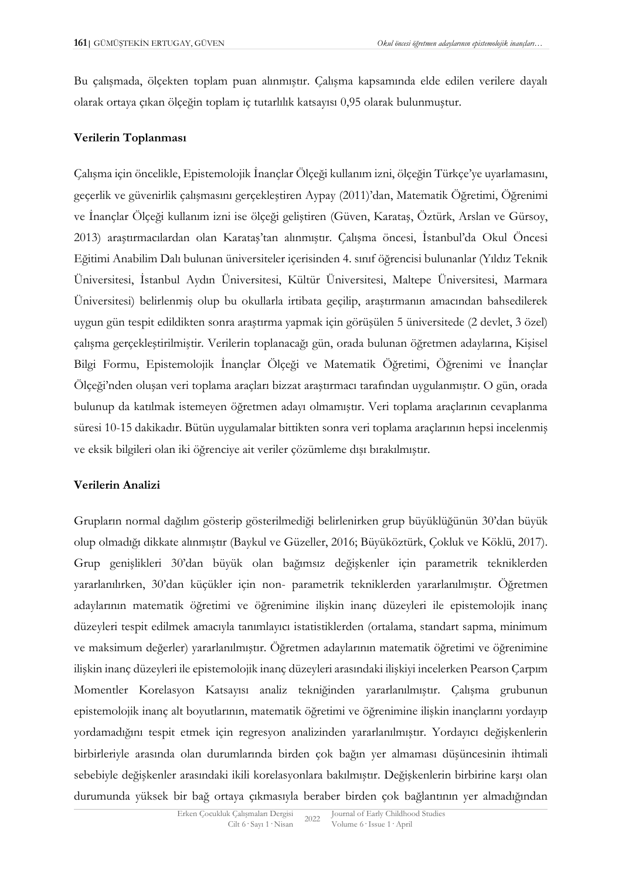Bu çalışmada, ölçekten toplam puan alınmıştır. Çalışma kapsamında elde edilen verilere dayalı olarak ortaya çıkan ölçeğin toplam iç tutarlılık katsayısı 0,95 olarak bulunmuştur.

### Verilerin Toplanması

Çalışma için öncelikle, Epistemolojik İnançlar Ölçeği kullanım izni, ölçeğin Türkçe'ye uyarlamasını, geçerlik ve güvenirlik çalışmasını gerçekleştiren Aypay (2011)'dan, Matematik Öğretimi, Öğrenimi ve İnançlar Ölçeği kullanım izni ise ölçeği geliştiren (Güven, Karataş, Öztürk, Arslan ve Gürsoy, 2013) araştırmacılardan olan Karataş'tan alınmıştır. Çalışma öncesi, İstanbul'da Okul Öncesi Eğitimi Anabilim Dalı bulunan üniversiteler içerisinden 4. sınıf öğrencisi bulunanlar (Yıldız Teknik Üniversitesi, İstanbul Aydın Üniversitesi, Kültür Üniversitesi, Maltepe Üniversitesi, Marmara Üniversitesi) belirlenmiş olup bu okullarla irtibata geçilip, araştırmanın amacından bahsedilerek uygun gün tespit edildikten sonra araştırma yapmak için görüşülen 5 üniversitede (2 devlet, 3 özel) çalışma gerçekleştirilmiştir. Verilerin toplanacağı gün, orada bulunan öğretmen adaylarına, Kişisel Bilgi Formu, Epistemolojik İnançlar Ölçeği ve Matematik Öğretimi, Öğrenimi ve İnançlar Ölçeği'nden oluşan veri toplama araçları bizzat araştırmacı tarafından uygulanmıştır. O gün, orada bulunup da katılmak istemeyen öğretmen adayı olmamıştır. Veri toplama araçlarının cevaplanma süresi 10-15 dakikadır. Bütün uygulamalar bittikten sonra veri toplama araçlarının hepsi incelenmiş ve eksik bilgileri olan iki öğrenciye ait veriler çözümleme dışı bırakılmıştır.

### Verilerin Analizi

Grupların normal dağılım gösterip gösterilmediği belirlenirken grup büyüklüğünün 30'dan büyük olup olmadığı dikkate alınmıştır (Baykul ve Güzeller, 2016; Büyüköztürk, Çokluk ve Köklü, 2017). Grup genişlikleri 30'dan büyük olan bağımsız değişkenler için parametrik tekniklerden yararlanılırken, 30'dan küçükler için non- parametrik tekniklerden yararlanılmıştır. Öğretmen adaylarının matematik öğretimi ve öğrenimine ilişkin inanç düzeyleri ile epistemolojik inanç düzeyleri tespit edilmek amacıyla tanımlayıcı istatistiklerden (ortalama, standart sapma, minimum ve maksimum değerler) yararlanılmıştır. Öğretmen adaylarının matematik öğretimi ve öğrenimine ilişkin inanç düzeyleri ile epistemolojik inanç düzeyleri arasındaki ilişkiyi incelerken Pearson Çarpım Momentler Korelasyon Katsayısı analiz tekniğinden yararlanılmıştır. Çalışma grubunun epistemolojik inanç alt boyutlarının, matematik öğretimi ve öğrenimine ilişkin inançlarını yordayıp yordamadığını tespit etmek için regresyon analizinden yararlanılmıştır. Yordayıcı değişkenlerin birbirleriyle arasında olan durumlarında birden çok bağın yer almaması düşüncesinin ihtimali sebebiyle değişkenler arasındaki ikili korelasyonlara bakılmıştır. Değişkenlerin birbirine karşı olan durumunda yüksek bir bağ ortaya çıkmasıyla beraber birden çok bağlantının yer almadığından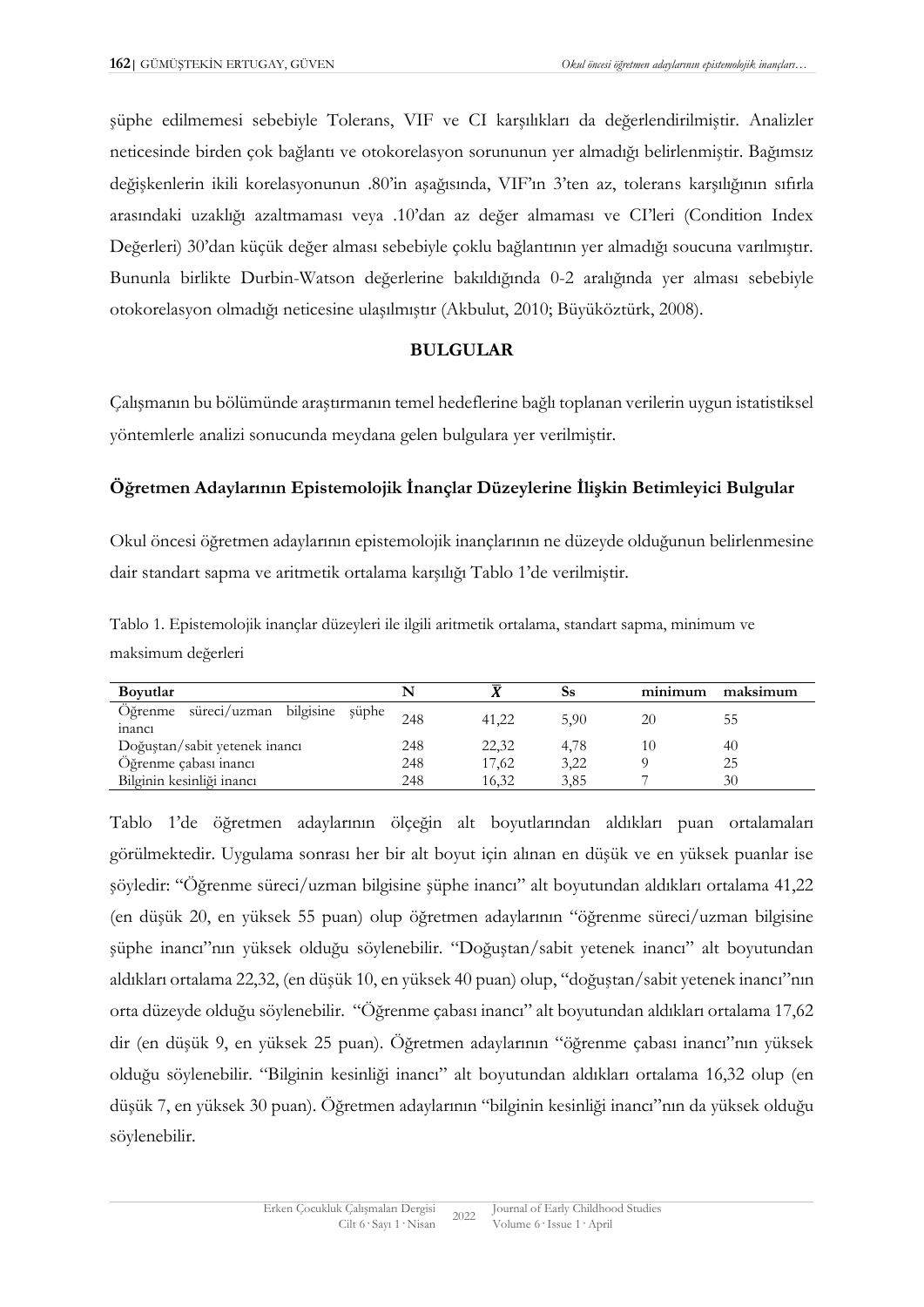şüphe edilmemesi sebebiyle Tolerans, VIF ve CI karşılıkları da değerlendirilmiştir. Analizler neticesinde birden çok bağlantı ve otokorelasyon sorununun yer almadığı belirlenmiştir. Bağımsız değişkenlerin ikili korelasyonunun .80'in aşağısında, VIF'ın 3'ten az, tolerans karşılığının sıfırla arasındaki uzaklığı azaltmaması veya .10'dan az değer almaması ve CI'leri (Condition Index Değerleri) 30'dan küçük değer alması sebebiyle çoklu bağlantının yer almadığı soucuna varılmıştır. Bununla birlikte Durbin-Watson değerlerine bakıldığında 0-2 aralığında yer alması sebebiyle otokorelasyon olmadığı neticesine ulaşılmıştır (Akbulut, 2010; Büyüköztürk, 2008).

## BULGULAR

Çalışmanın bu bölümünde araştırmanın temel hedeflerine bağlı toplanan verilerin uygun istatistiksel yöntemlerle analizi sonucunda meydana gelen bulgulara yer verilmiştir.

### Öğretmen Adaylarının Epistemolojik İnançlar Düzeylerine İlişkin Betimleyici Bulgular

Okul öncesi öğretmen adaylarının epistemolojik inançlarının ne düzeyde olduğunun belirlenmesine dair standart sapma ve aritmetik ortalama karşılığı Tablo 1'de verilmiştir.

Tablo 1. Epistemolojik inançlar düzeyleri ile ilgili aritmetik ortalama, standart sapma, minimum ve maksimum değerleri

| Boyutlar | N | $\bar{X}$ | Ss | minimum | maksimum |
|---|---|---|---|---|---|
| Öğrenme süreci/uzman bilgisine şüphe inancı | 248 | 41,22 | 5,90 | 20 | 55 |
| Doğuştan/sabit yetenek inancı | 248 | 22,32 | 4,78 | 10 | 40 |
| Öğrenme çabası inancı | 248 | 17,62 | 3,22 | 9 | 25 |
| Bilginin kesinliği inancı | 248 | 16,32 | 3,85 | 7 | 30 |

Tablo 1'de öğretmen adaylarının ölçeğin alt boyutlarından aldıkları puan ortalamaları görülmektedir. Uygulama sonrası her bir alt boyut için alınan en düşük ve en yüksek puanlar ise şöyledir: "Öğrenme süreci/uzman bilgisine şüphe inancı" alt boyutundan aldıkları ortalama 41,22 (en düşük 20, en yüksek 55 puan) olup öğretmen adaylarının "öğrenme süreci/uzman bilgisine şüphe inancı"nın yüksek olduğu söylenebilir. "Doğuştan/sabit yetenek inancı" alt boyutundan aldıkları ortalama 22,32, (en düşük 10, en yüksek 40 puan) olup, "doğuştan/sabit yetenek inancı"nın orta düzeyde olduğu söylenebilir. "Öğrenme çabası inancı" alt boyutundan aldıkları ortalama 17,62 dir (en düşük 9, en yüksek 25 puan). Öğretmen adaylarının "öğrenme çabası inancı"nın yüksek olduğu söylenebilir. "Bilginin kesinliği inancı" alt boyutundan aldıkları ortalama 16,32 olup (en düşük 7, en yüksek 30 puan). Öğretmen adaylarının "bilginin kesinliği inancı"nın da yüksek olduğu söylenebilir.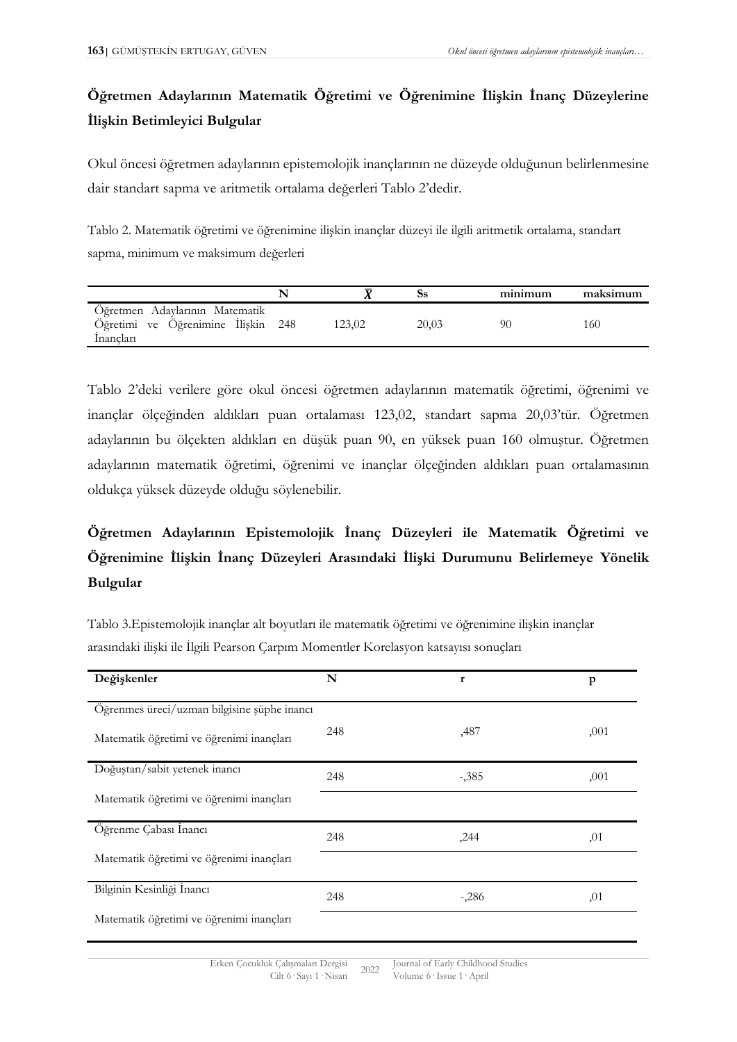## Öğretmen Adaylarının Matematik Öğretimi ve Öğrenimine İlişkin İnanç Düzeylerine İlişkin Betimleyici Bulgular

Okul öncesi öğretmen adaylarının epistemolojik inançlarının ne düzeyde olduğunun belirlenmesine dair standart sapma ve aritmetik ortalama değerleri Tablo 2'dedir.

Tablo 2. Matematik öğretimi ve öğrenimine ilişkin inançlar düzeyi ile ilgili aritmetik ortalama, standart sapma, minimum ve maksimum değerleri

| | N | $\bar{X}$ | Ss | minimum | maksimum |
|---|---|---|---|---|---|
| Öğretmen Adaylarının Matematik Öğretimi ve Öğrenimine İlişkin İnançları | 248 | 123,02 | 20,03 | 90 | 160 |

Tablo 2'deki verilere göre okul öncesi öğretmen adaylarının matematik öğretimi, öğrenimi ve inançlar ölçeğinden aldıkları puan ortalaması 123,02, standart sapma 20,03'tür. Öğretmen adaylarının bu ölçekten aldıkları en düşük puan 90, en yüksek puan 160 olmuştur. Öğretmen adaylarının matematik öğretimi, öğrenimi ve inançlar ölçeğinden aldıkları puan ortalamasının oldukça yüksek düzeyde olduğu söylenebilir.

## Öğretmen Adaylarının Epistemolojik İnanç Düzeyleri ile Matematik Öğretimi ve Öğrenimine İlişkin İnanç Düzeyleri Arasındaki İlişki Durumunu Belirlemeye Yönelik Bulgular

Tablo 3.Epistemolojik inançlar alt boyutları ile matematik öğretimi ve öğrenimine ilişkin inançlar arasındaki ilişki ile İlgili Pearson Çarpım Momentler Korelasyon katsayısı sonuçları

| Değişkenler | N | r | p |
|---|---|---|---|
| Öğrenmes üreci/uzman bilgisine şüphe inancı<br>Matematik öğretimi ve öğrenimi inançları | 248 | ,487 | ,001 |
| Doğuştan/sabit yetenek inancı<br>Matematik öğretimi ve öğrenimi inançları | 248 | -,385 | ,001 |
| Öğrenme Çabası İnancı<br>Matematik öğretimi ve öğrenimi inançları | 248 | ,244 | ,01 |
| Bilginin Kesinliği İnancı<br>Matematik öğretimi ve öğrenimi inançları | 248 | -,286 | ,01 |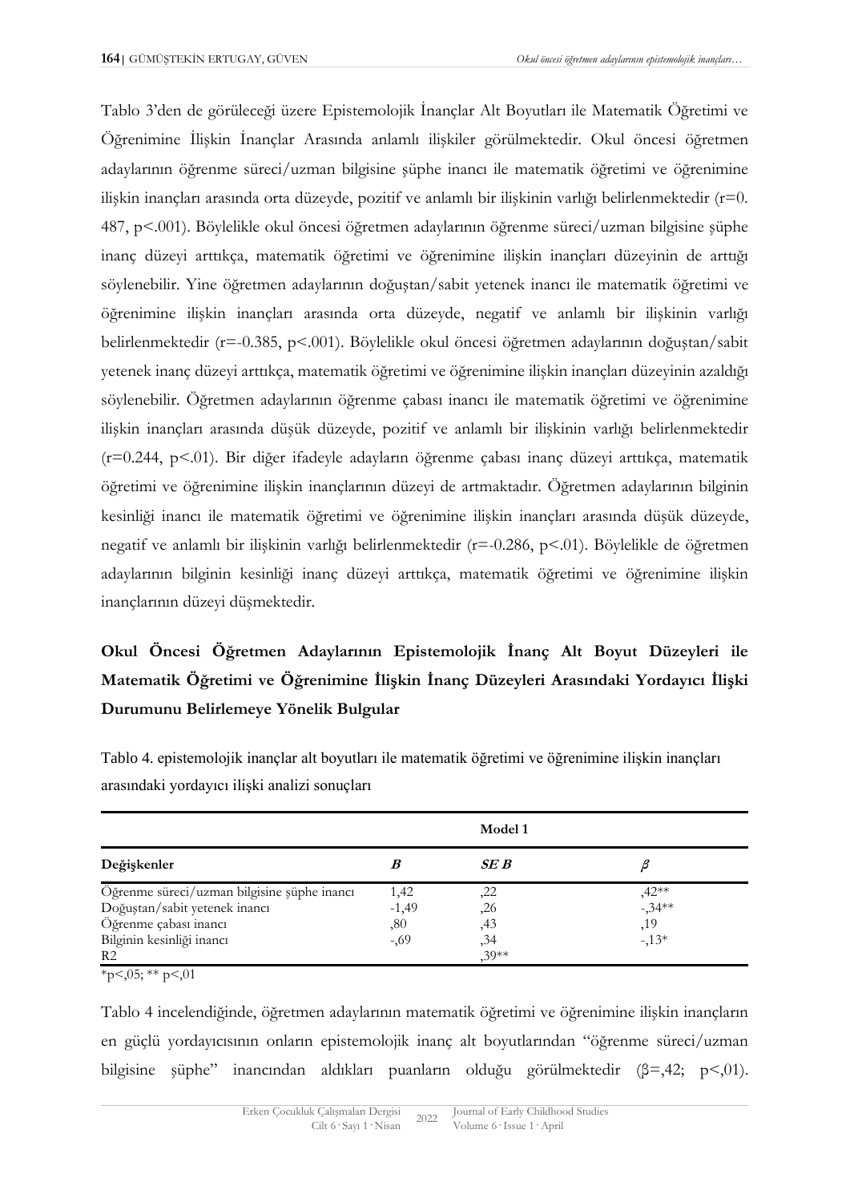Tablo 3'den de görüleceği üzere Epistemolojik İnançlar Alt Boyutları ile Matematik Öğretimi ve Öğrenimine İlişkin İnançlar Arasında anlamlı ilişkiler görülmektedir. Okul öncesi öğretmen adaylarının öğrenme süreci/uzman bilgisine şüphe inancı ile matematik öğretimi ve öğrenimine ilişkin inançları arasında orta düzeyde, pozitif ve anlamlı bir ilişkinin varlığı belirlenmektedir (r=0. 487, p<.001). Böylelikle okul öncesi öğretmen adaylarının öğrenme süreci/uzman bilgisine şüphe inanç düzeyi arttıkça, matematik öğretimi ve öğrenimine ilişkin inançları düzeyinin de arttığı söylenebilir. Yine öğretmen adaylarının doğuştan/sabit yetenek inancı ile matematik öğretimi ve öğrenimine ilişkin inançları arasında orta düzeyde, negatif ve anlamlı bir ilişkinin varlığı belirlenmektedir (r=-0.385, p<.001). Böylelikle okul öncesi öğretmen adaylarının doğuştan/sabit yetenek inanç düzeyi arttıkça, matematik öğretimi ve öğrenimine ilişkin inançları düzeyinin azaldığı söylenebilir. Öğretmen adaylarının öğrenme çabası inancı ile matematik öğretimi ve öğrenimine ilişkin inançları arasında düşük düzeyde, pozitif ve anlamlı bir ilişkinin varlığı belirlenmektedir (r=0.244, p<.01). Bir diğer ifadeyle adayların öğrenme çabası inanç düzeyi arttıkça, matematik öğretimi ve öğrenimine ilişkin inançlarının düzeyi de artmaktadır. Öğretmen adaylarının bilginin kesinliği inancı ile matematik öğretimi ve öğrenimine ilişkin inançları arasında düşük düzeyde, negatif ve anlamlı bir ilişkinin varlığı belirlenmektedir (r=-0.286, p<.01). Böylelikle de öğretmen adaylarının bilginin kesinliği inanç düzeyi arttıkça, matematik öğretimi ve öğrenimine ilişkin inançlarının düzeyi düşmektedir.

## Okul Öncesi Öğretmen Adaylarının Epistemolojik İnanç Alt Boyut Düzeyleri ile Matematik Öğretimi ve Öğrenimine İlişkin İnanç Düzeyleri Arasındaki Yordayıcı İlişki Durumunu Belirlemeye Yönelik Bulgular

Tablo 4. epistemolojik inançlar alt boyutları ile matematik öğretimi ve öğrenimine ilişkin inançları arasındaki yordayıcı ilişki analizi sonuçları

| | Model 1 | | |
|---|---|---|---|
| **Değişkenler** | ***B*** | ***SE B*** | $\beta$ |
| Öğrenme süreci/uzman bilgisine şüphe inancı | 1,42 | ,22 | ,42** |
| Doğuştan/sabit yetenek inancı | -1,49 | ,26 | -,34** |
| Öğrenme çabası inancı | ,80 | ,43 | ,19 |
| Bilginin kesinliği inancı | -,69 | ,34 | -,13* |
| R2 | | ,39** | |

*p<,05; ** p<,01

Tablo 4 incelendiğinde, öğretmen adaylarının matematik öğretimi ve öğrenimine ilişkin inançların en güçlü yordayıcısının onların epistemolojik inanç alt boyutlarından "öğrenme süreci/uzman bilgisine şüphe" inancından aldıkları puanların olduğu görülmektedir (β=,42; p<,01).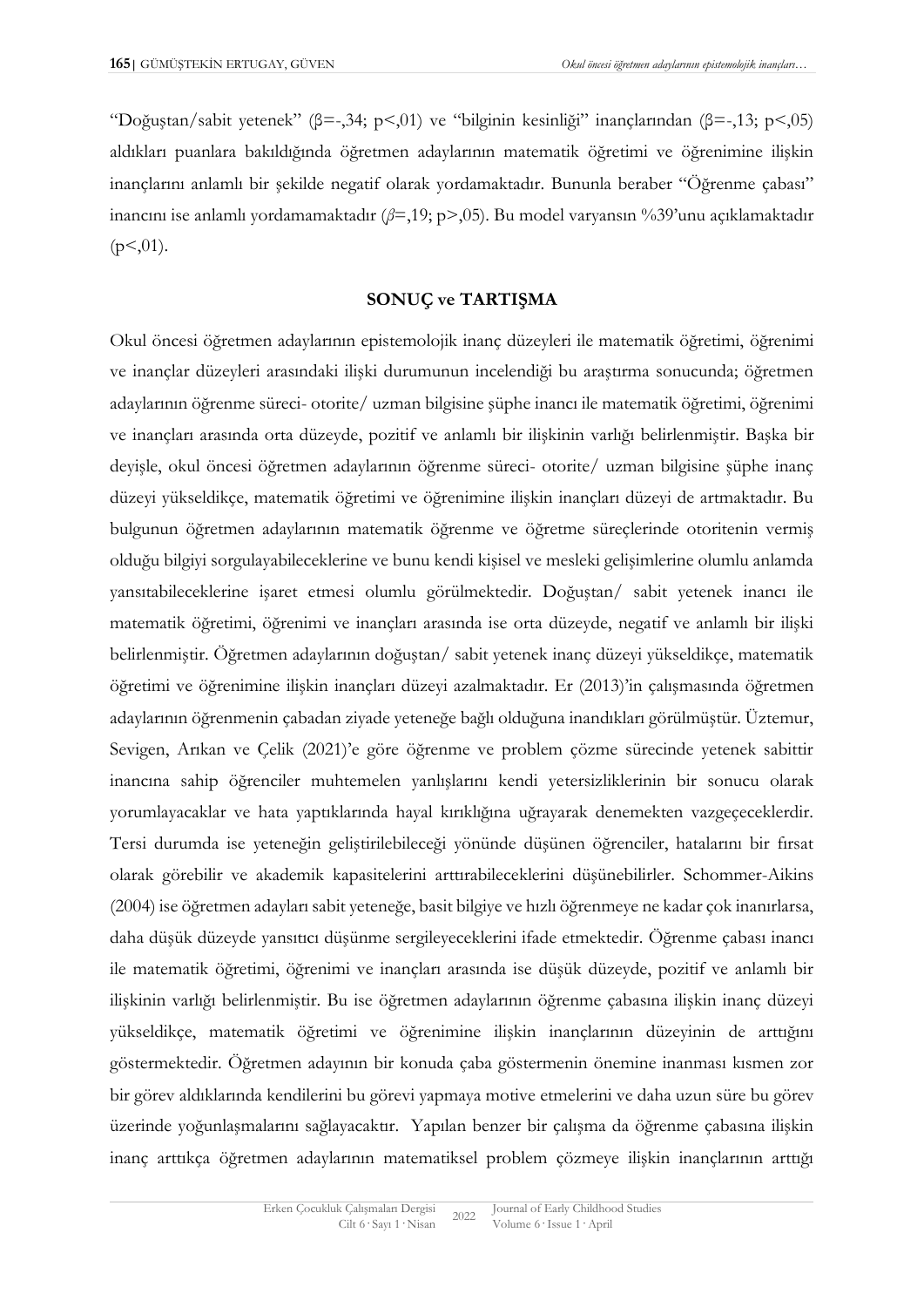"Doğuştan/sabit yetenek" ($\beta$=-,34; $p$<,01) ve "bilginin kesinliği" inançlarından ($\beta$=-,13; $p$<,05) aldıkları puanlara bakıldığında öğretmen adaylarının matematik öğretimi ve öğrenimine ilişkin inançlarını anlamlı bir şekilde negatif olarak yordamaktadır. Bununla beraber "Öğrenme çabası" inancını ise anlamlı yordamamaktadır ($\beta$=,19; $p$>,05). Bu model varyansın %39'unu açıklamaktadır ($p$<,01).

## SONUÇ ve TARTIŞMA

Okul öncesi öğretmen adaylarının epistemolojik inanç düzeyleri ile matematik öğretimi, öğrenimi ve inançlar düzeyleri arasındaki ilişki durumunun incelendiği bu araştırma sonucunda; öğretmen adaylarının öğrenme süreci- otorite/ uzman bilgisine şüphe inancı ile matematik öğretimi, öğrenimi ve inançları arasında orta düzeyde, pozitif ve anlamlı bir ilişkinin varlığı belirlenmiştir. Başka bir deyişle, okul öncesi öğretmen adaylarının öğrenme süreci- otorite/ uzman bilgisine şüphe inanç düzeyi yükseldikçe, matematik öğretimi ve öğrenimine ilişkin inançları düzeyi de artmaktadır. Bu bulgunun öğretmen adaylarının matematik öğrenme ve öğretme süreçlerinde otoritenin vermiş olduğu bilgiyi sorgulayabileceklerine ve bunu kendi kişisel ve mesleki gelişimlerine olumlu anlamda yansıtabileceklerine işaret etmesi olumlu görülmektedir. Doğuştan/ sabit yetenek inancı ile matematik öğretimi, öğrenimi ve inançları arasında ise orta düzeyde, negatif ve anlamlı bir ilişki belirlenmiştir. Öğretmen adaylarının doğuştan/ sabit yetenek inanç düzeyi yükseldikçe, matematik öğretimi ve öğrenimine ilişkin inançları düzeyi azalmaktadır. Er (2013)'in çalışmasında öğretmen adaylarının öğrenmenin çabadan ziyade yeteneğe bağlı olduğuna inandıkları görülmüştür. Üztemur, Sevigen, Arıkan ve Çelik (2021)'e göre öğrenme ve problem çözme sürecinde yetenek sabittir inancına sahip öğrenciler muhtemelen yanlışlarını kendi yetersizliklerinin bir sonucu olarak yorumlayacaklar ve hata yaptıklarında hayal kırıklığına uğrayarak denemekten vazgeçeceklerdir. Tersi durumda ise yeteneğin geliştirilebileceği yönünde düşünen öğrenciler, hatalarını bir fırsat olarak görebilir ve akademik kapasitelerini arttırabileceklerini düşünebilirler. Schommer-Aikins (2004) ise öğretmen adayları sabit yeteneğe, basit bilgiye ve hızlı öğrenmeye ne kadar çok inanırlarsa, daha düşük düzeyde yansıtıcı düşünme sergileyeceklerini ifade etmektedir. Öğrenme çabası inancı ile matematik öğretimi, öğrenimi ve inançları arasında ise düşük düzeyde, pozitif ve anlamlı bir ilişkinin varlığı belirlenmiştir. Bu ise öğretmen adaylarının öğrenme çabasına ilişkin inanç düzeyi yükseldikçe, matematik öğretimi ve öğrenimine ilişkin inançlarının düzeyinin de arttığını göstermektedir. Öğretmen adayının bir konuda çaba göstermenin önemine inanması kısmen zor bir görev aldıklarında kendilerini bu görevi yapmaya motive etmelerini ve daha uzun süre bu görev üzerinde yoğunlaşmalarını sağlayacaktır. Yapılan benzer bir çalışma da öğrenme çabasına ilişkin inanç arttıkça öğretmen adaylarının matematiksel problem çözmeye ilişkin inançlarının arttığı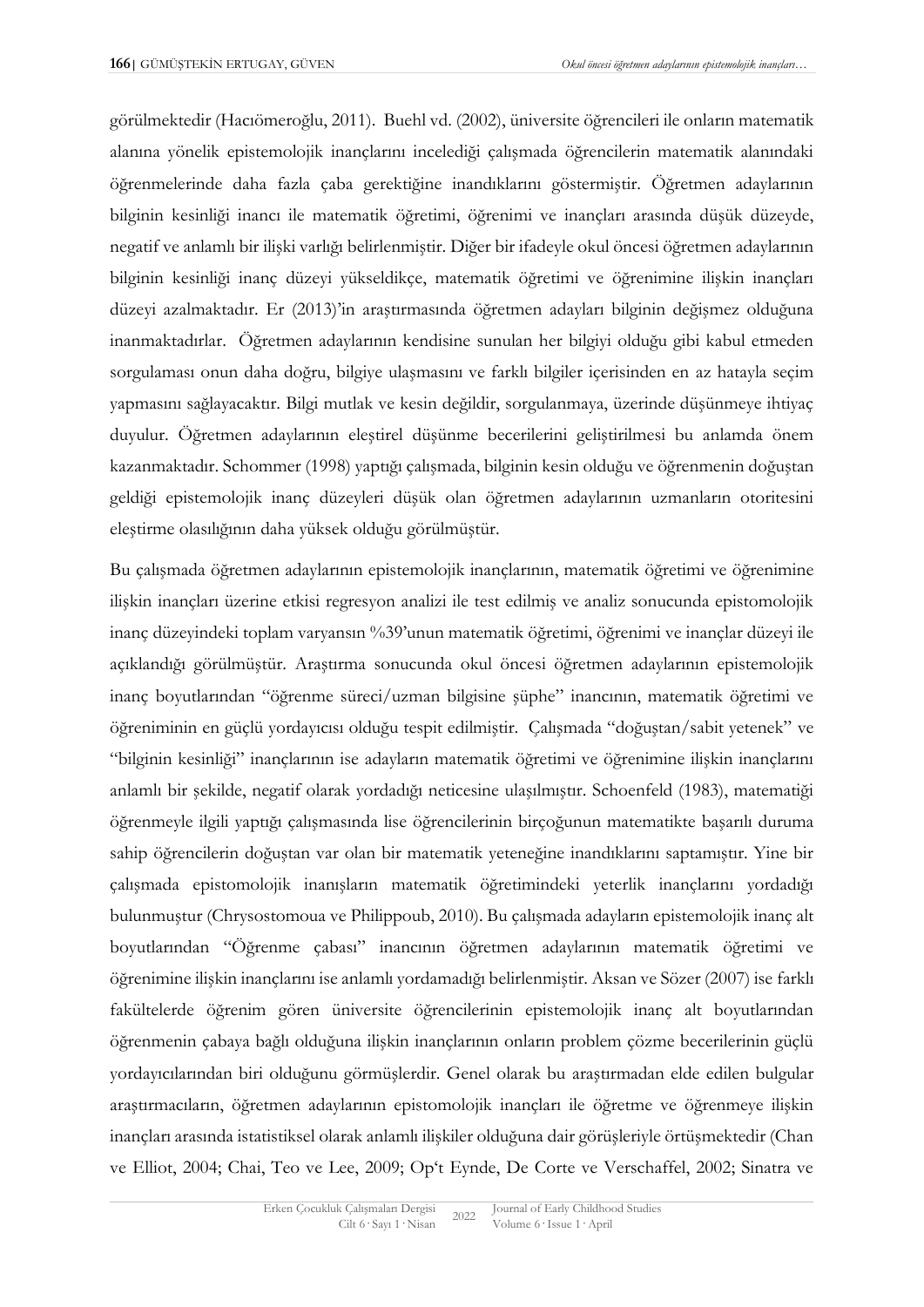görülmektedir (Hacıömeroğlu, 2011). Buehl vd. (2002), üniversite öğrencileri ile onların matematik alanına yönelik epistemolojik inançlarını incelediği çalışmada öğrencilerin matematik alanındaki öğrenmelerinde daha fazla çaba gerektiğine inandıklarını göstermiştir. Öğretmen adaylarının bilginin kesinliği inancı ile matematik öğretimi, öğrenimi ve inançları arasında düşük düzeyde, negatif ve anlamlı bir ilişki varlığı belirlenmiştir. Diğer bir ifadeyle okul öncesi öğretmen adaylarının bilginin kesinliği inanç düzeyi yükseldikçe, matematik öğretimi ve öğrenimine ilişkin inançları düzeyi azalmaktadır. Er (2013)'in araştırmasında öğretmen adayları bilginin değişmez olduğuna inanmaktadırlar. Öğretmen adaylarının kendisine sunulan her bilgiyi olduğu gibi kabul etmeden sorgulaması onun daha doğru, bilgiye ulaşmasını ve farklı bilgiler içerisinden en az hatayla seçim yapmasını sağlayacaktır. Bilgi mutlak ve kesin değildir, sorgulanmaya, üzerinde düşünmeye ihtiyaç duyulur. Öğretmen adaylarının eleştirel düşünme becerilerini geliştirilmesi bu anlamda önem kazanmaktadır. Schommer (1998) yaptığı çalışmada, bilginin kesin olduğu ve öğrenmenin doğuştan geldiği epistemolojik inanç düzeyleri düşük olan öğretmen adaylarının uzmanların otoritesini eleştirme olasılığının daha yüksek olduğu görülmüştür.

Bu çalışmada öğretmen adaylarının epistemolojik inançlarının, matematik öğretimi ve öğrenimine ilişkin inançları üzerine etkisi regresyon analizi ile test edilmiş ve analiz sonucunda epistomolojik inanç düzeyindeki toplam varyansın %39'unun matematik öğretimi, öğrenimi ve inançlar düzeyi ile açıklandığı görülmüştür. Araştırma sonucunda okul öncesi öğretmen adaylarının epistemolojik inanç boyutlarından "öğrenme süreci/uzman bilgisine şüphe" inancının, matematik öğretimi ve öğreniminin en güçlü yordayıcısı olduğu tespit edilmiştir. Çalışmada "doğuştan/sabit yetenek" ve "bilginin kesinliği" inançlarının ise adayların matematik öğretimi ve öğrenimine ilişkin inançlarını anlamlı bir şekilde, negatif olarak yordadığı neticesine ulaşılmıştır. Schoenfeld (1983), matematiği öğrenmeyle ilgili yaptığı çalışmasında lise öğrencilerinin birçoğunun matematikte başarılı duruma sahip öğrencilerin doğuştan var olan bir matematik yeteneğine inandıklarını saptamıştır. Yine bir çalışmada epistomolojik inanışların matematik öğretimindeki yeterlik inançlarını yordadığı bulunmuştur (Chrysostomoua ve Philippoub, 2010). Bu çalışmada adayların epistemolojik inanç alt boyutlarından "Öğrenme çabası" inancının öğretmen adaylarının matematik öğretimi ve öğrenimine ilişkin inançlarını ise anlamlı yordamadığı belirlenmiştir. Aksan ve Sözer (2007) ise farklı fakültelerde öğrenim gören üniversite öğrencilerinin epistemolojik inanç alt boyutlarından öğrenmenin çabaya bağlı olduğuna ilişkin inançlarının onların problem çözme becerilerinin güçlü yordayıcılarından biri olduğunu görmüşlerdir. Genel olarak bu araştırmadan elde edilen bulgular araştırmacıların, öğretmen adaylarının epistomolojik inançları ile öğretme ve öğrenmeye ilişkin inançları arasında istatistiksel olarak anlamlı ilişkiler olduğuna dair görüşleriyle örtüşmektedir (Chan ve Elliot, 2004; Chai, Teo ve Lee, 2009; Op't Eynde, De Corte ve Verschaffel, 2002; Sinatra ve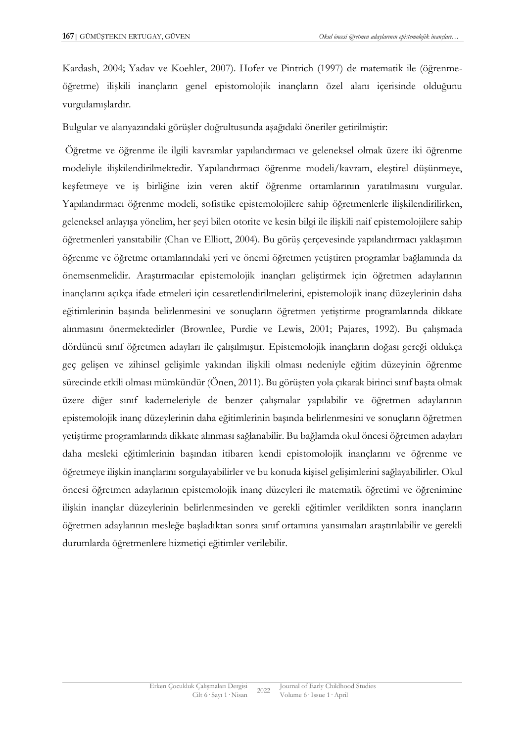Kardash, 2004; Yadav ve Koehler, 2007). Hofer ve Pintrich (1997) de matematik ile (öğrenme-öğretme) ilişkili inançların genel epistomolojik inançların özel alanı içerisinde olduğunu vurgulamışlardır.

Bulgular ve alanyazındaki görüşler doğrultusunda aşağıdaki öneriler getirilmiştir:

Öğretme ve öğrenme ile ilgili kavramlar yapılandırmacı ve geleneksel olmak üzere iki öğrenme modeliyle ilişkilendirilmektedir. Yapılandırmacı öğrenme modeli/kavram, eleştirel düşünmeye, keşfetmeye ve iş birliğine izin veren aktif öğrenme ortamlarının yaratılmasını vurgular. Yapılandırmacı öğrenme modeli, sofistike epistemolojilere sahip öğretmenlerle ilişkilendirilirken, geleneksel anlayışa yönelim, her şeyi bilen otorite ve kesin bilgi ile ilişkili naif epistemolojilere sahip öğretmenleri yansıtabilir (Chan ve Elliott, 2004). Bu görüş çerçevesinde yapılandırmacı yaklaşımın öğrenme ve öğretme ortamlarındaki yeri ve önemi öğretmen yetiştiren programlar bağlamında da önemsenmelidir. Araştırmacılar epistemolojik inançları geliştirmek için öğretmen adaylarının inançlarını açıkça ifade etmeleri için cesaretlendirilmelerini, epistemolojik inanç düzeylerinin daha eğitimlerinin başında belirlenmesini ve sonuçların öğretmen yetiştirme programlarında dikkate alınmasını önermektedirler (Brownlee, Purdie ve Lewis, 2001; Pajares, 1992). Bu çalışmada dördüncü sınıf öğretmen adayları ile çalışılmıştır. Epistemolojik inançların doğası gereği oldukça geç gelişen ve zihinsel gelişimle yakından ilişkili olması nedeniyle eğitim düzeyinin öğrenme sürecinde etkili olması mümkündür (Önen, 2011). Bu görüşten yola çıkarak birinci sınıf başta olmak üzere diğer sınıf kademeleriyle de benzer çalışmalar yapılabilir ve öğretmen adaylarının epistemolojik inanç düzeylerinin daha eğitimlerinin başında belirlenmesini ve sonuçların öğretmen yetiştirme programlarında dikkate alınması sağlanabilir. Bu bağlamda okul öncesi öğretmen adayları daha mesleki eğitimlerinin başından itibaren kendi epistomolojik inançlarını ve öğrenme ve öğretmeye ilişkin inançlarını sorgulayabilirler ve bu konuda kişisel gelişimlerini sağlayabilirler. Okul öncesi öğretmen adaylarının epistemolojik inanç düzeyleri ile matematik öğretimi ve öğrenimine ilişkin inançlar düzeylerinin belirlenmesinden ve gerekli eğitimler verildikten sonra inançların öğretmen adaylarının mesleğe başladıktan sonra sınıf ortamına yansımaları araştırılabilir ve gerekli durumlarda öğretmenlere hizmetiçi eğitimler verilebilir.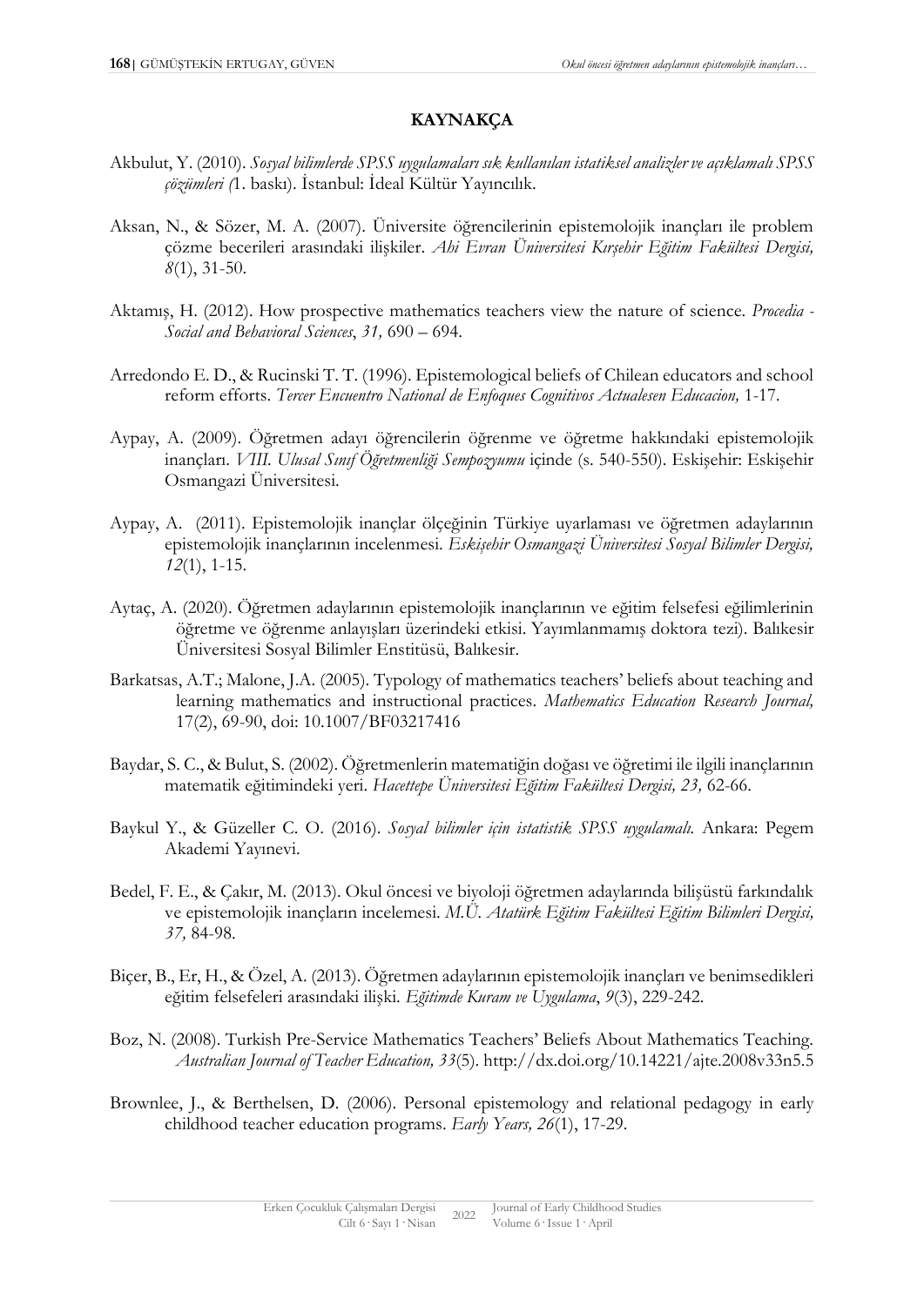## KAYNAKÇA

Akbulut, Y. (2010). *Sosyal bilimlerde SPSS uygulamaları sık kullanılan istatiksel analizler ve açıklamalı SPSS çözümleri (*1. baskı). İstanbul: İdeal Kültür Yayıncılık.

Aksan, N., & Sözer, M. A. (2007). Üniversite öğrencilerinin epistemolojik inançları ile problem çözme becerileri arasındaki ilişkiler. *Ahi Evran Üniversitesi Kırşehir Eğitim Fakültesi Dergisi, 8*(1), 31-50.

Aktamış, H. (2012). How prospective mathematics teachers view the nature of science. *Procedia - Social and Behavioral Sciences*, *31,* 690 – 694.

Arredondo E. D., & Rucinski T. T. (1996). Epistemological beliefs of Chilean educators and school reform efforts. *Tercer Encuentro National de Enfoques Cognitivos Actualesen Educacion,* 1-17.

Aypay, A. (2009). Öğretmen adayı öğrencilerin öğrenme ve öğretme hakkındaki epistemolojik inançları. *VIII. Ulusal Sınıf Öğretmenliği Sempozyumu* içinde (s. 540-550). Eskişehir: Eskişehir Osmangazi Üniversitesi.

Aypay, A. (2011). Epistemolojik inançlar ölçeğinin Türkiye uyarlaması ve öğretmen adaylarının epistemolojik inançlarının incelenmesi. *Eskişehir Osmangazi Üniversitesi Sosyal Bilimler Dergisi, 12*(1), 1-15.

Aytaç, A. (2020). Öğretmen adaylarının epistemolojik inançlarının ve eğitim felsefesi eğilimlerinin öğretme ve öğrenme anlayışları üzerindeki etkisi. Yayımlanmamış doktora tezi). Balıkesir Üniversitesi Sosyal Bilimler Enstitüsü, Balıkesir.

Barkatsas, A.T.; Malone, J.A. (2005). Typology of mathematics teachers' beliefs about teaching and learning mathematics and instructional practices. *Mathematics Education Research Journal,* 17(2), 69-90, doi: 10.1007/BF03217416

Baydar, S. C., & Bulut, S. (2002). Öğretmenlerin matematiğin doğası ve öğretimi ile ilgili inançlarının matematik eğitimindeki yeri. *Hacettepe Üniversitesi Eğitim Fakültesi Dergisi, 23,* 62-66.

Baykul Y., & Güzeller C. O. (2016). *Sosyal bilimler için istatistik SPSS uygulamalı.* Ankara: Pegem Akademi Yayınevi.

Bedel, F. E., & Çakır, M. (2013). Okul öncesi ve biyoloji öğretmen adaylarında bilişüstü farkındalık ve epistemolojik inançların incelemesi. *M.Ü. Atatürk Eğitim Fakültesi Eğitim Bilimleri Dergisi, 37,* 84-98.

Biçer, B., Er, H., & Özel, A. (2013). Öğretmen adaylarının epistemolojik inançları ve benimsedikleri eğitim felsefeleri arasındaki ilişki. *Eğitimde Kuram ve Uygulama*, *9*(3), 229-242.

Boz, N. (2008). Turkish Pre-Service Mathematics Teachers' Beliefs About Mathematics Teaching. *Australian Journal of Teacher Education, 33*(5). http://dx.doi.org/10.14221/ajte.2008v33n5.5

Brownlee, J., & Berthelsen, D. (2006). Personal epistemology and relational pedagogy in early childhood teacher education programs. *Early Years, 26*(1), 17-29.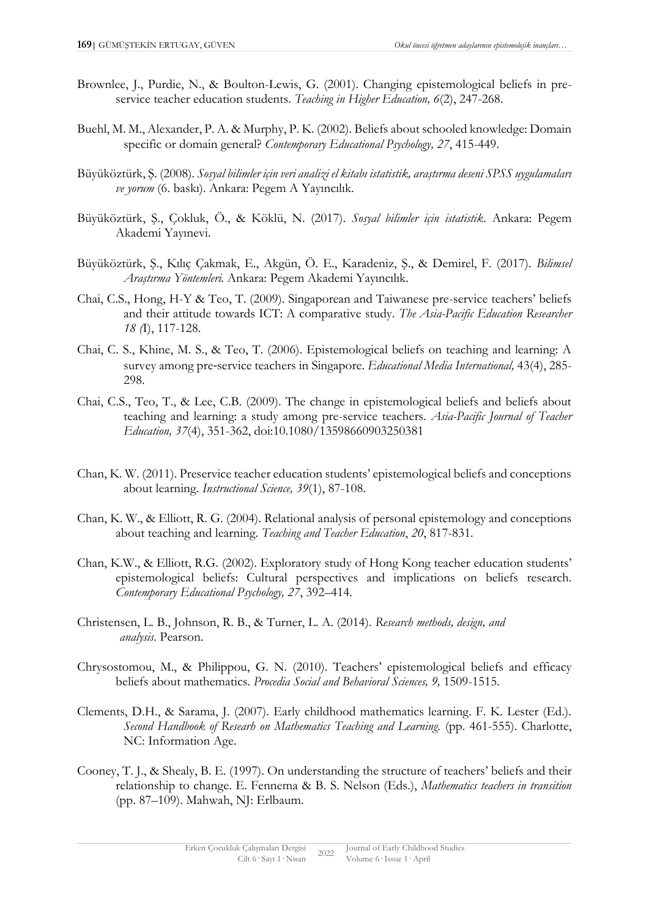Brownlee, J., Purdie, N., & Boulton-Lewis, G. (2001). Changing epistemological beliefs in pre-service teacher education students. *Teaching in Higher Education, 6*(2), 247-268.

Buehl, M. M., Alexander, P. A. & Murphy, P. K. (2002). Beliefs about schooled knowledge: Domain specific or domain general? *Contemporary Educational Psychology, 27*, 415-449.

Büyüköztürk, Ş. (2008). *Sosyal bilimler için veri analizi el kitabı istatistik, araştırma deseni SPSS uygulamaları ve yorum* (6. baskı). Ankara: Pegem A Yayıncılık.

Büyüköztürk, Ş., Çokluk, Ö., & Köklü, N. (2017). *Sosyal bilimler için istatistik*. Ankara: Pegem Akademi Yayınevi.

Büyüköztürk, Ş., Kılıç Çakmak, E., Akgün, Ö. E., Karadeniz, Ş., & Demirel, F. (2017). *Bilimsel Araştırma Yöntemleri*. Ankara: Pegem Akademi Yayıncılık.

Chai, C.S., Hong, H-Y & Teo, T. (2009). Singaporean and Taiwanese pre-service teachers' beliefs and their attitude towards ICT: A comparative study. *The Asia-Pacific Education Researcher 18 (1*), 117-128.

Chai, C. S., Khine, M. S., & Teo, T. (2006). Epistemological beliefs on teaching and learning: A survey among pre-service teachers in Singapore. *Educational Media International,* 43(4), 285-298.

Chai, C.S., Teo, T., & Lee, C.B. (2009). The change in epistemological beliefs and beliefs about teaching and learning: a study among pre-service teachers. *Asia-Pacific Journal of Teacher Education, 37*(4), 351-362, doi:10.1080/13598660903250381

Chan, K. W. (2011). Preservice teacher education students' epistemological beliefs and conceptions about learning. *Instructional Science, 39*(1), 87-108.

Chan, K. W., & Elliott, R. G. (2004). Relational analysis of personal epistemology and conceptions about teaching and learning. *Teaching and Teacher Education*, *20*, 817-831.

Chan, K.W., & Elliott, R.G. (2002). Exploratory study of Hong Kong teacher education students' epistemological beliefs: Cultural perspectives and implications on beliefs research. *Contemporary Educational Psychology, 27*, 392–414.

Christensen, L. B., Johnson, R. B., & Turner, L. A. (2014). *Research methods, design, and analysis*. Pearson.

Chrysostomou, M., & Philippou, G. N. (2010). Teachers' epistemological beliefs and efficacy beliefs about mathematics. *Procedia Social and Behavioral Sciences, 9,* 1509-1515.

Clements, D.H., & Sarama, J. (2007). Early childhood mathematics learning. F. K. Lester (Ed.). *Second Handbook of Researh on Mathematics Teaching and Learning.* (pp. 461-555). Charlotte, NC: Information Age.

Cooney, T. J., & Shealy, B. E. (1997). On understanding the structure of teachers' beliefs and their relationship to change. E. Fennema & B. S. Nelson (Eds.), *Mathematics teachers in transition* (pp. 87–109). Mahwah, NJ: Erlbaum.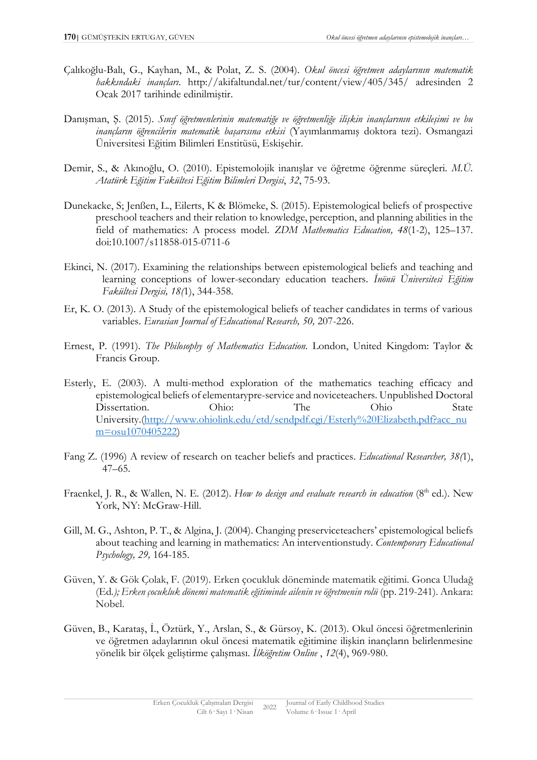Çalıkoğlu-Balı, G., Kayhan, M., & Polat, Z. S. (2004). *Okul öncesi öğretmen adaylarının matematik hakkındaki inançları*. http://akifaltundal.net/tur/content/view/405/345/ adresinden 2 Ocak 2017 tarihinde edinilmiştir.

Danışman, Ş. (2015). *Sınıf öğretmenlerinin matematiğe ve öğretmenliğe ilişkin inançlarının etkileşimi ve bu inançların öğrencilerin matematik başarısına etkisi* (Yayımlanmamış doktora tezi). Osmangazi Üniversitesi Eğitim Bilimleri Enstitüsü, Eskişehir.

Demir, S., & Akınoğlu, O. (2010). Epistemolojik inanışlar ve öğretme öğrenme süreçleri. *M.Ü. Atatürk Eğitim Fakültesi Eğitim Bilimleri Dergisi*, *32*, 75-93.

Dunekacke, S; Jenßen, L., Eilerts, K & Blömeke, S. (2015). Epistemological beliefs of prospective preschool teachers and their relation to knowledge, perception, and planning abilities in the field of mathematics: A process model. *ZDM Mathematics Education, 48*(1-2), 125–137. doi:10.1007/s11858-015-0711-6

Ekinci, N. (2017). Examining the relationships between epistemological beliefs and teaching and learning conceptions of lower-secondary education teachers. *İnönü Üniversitesi Eğitim Fakültesi Dergisi, 18(*1), 344-358.

Er, K. O. (2013). A Study of the epistemological beliefs of teacher candidates in terms of various variables. *Eurasian Journal of Educational Research, 50,* 207-226.

Ernest, P. (1991). *The Philosophy of Mathematics Education.* London, United Kingdom: Taylor & Francis Group.

Esterly, E. (2003). A multi-method exploration of the mathematics teaching efficacy and epistemological beliefs of elementarypre-service and noviceteachers. Unpublished Doctoral Dissertation. Ohio: The Ohio State University.(http://www.ohiolink.edu/etd/sendpdf.cgi/Esterly%20Elizabeth.pdf?acc_num=osu1070405222)

Fang Z. (1996) A review of research on teacher beliefs and practices. *Educational Researcher, 38(*1), 47–65.

Fraenkel, J. R., & Wallen, N. E. (2012). *How to design and evaluate research in education* (8th ed.). New York, NY: McGraw-Hill.

Gill, M. G., Ashton, P. T., & Algina, J. (2004). Changing preserviceteachers' epistemological beliefs about teaching and learning in mathematics: An interventionstudy. *Contemporary Educational Psychology, 29,* 164-185.

Güven, Y. & Gök Çolak, F. (2019). Erken çocukluk döneminde matematik eğitimi. Gonca Uludağ (Ed*.); Erken çocukluk dönemi matematik eğitiminde ailenin ve öğretmenin rolü* (pp. 219-241). Ankara: Nobel.

Güven, B., Karataş, İ., Öztürk, Y., Arslan, S., & Gürsoy, K. (2013). Okul öncesi öğretmenlerinin ve öğretmen adaylarının okul öncesi matematik eğitimine ilişkin inançların belirlenmesine yönelik bir ölçek geliştirme çalışması. *İlköğretim Online* , *12*(4), 969-980.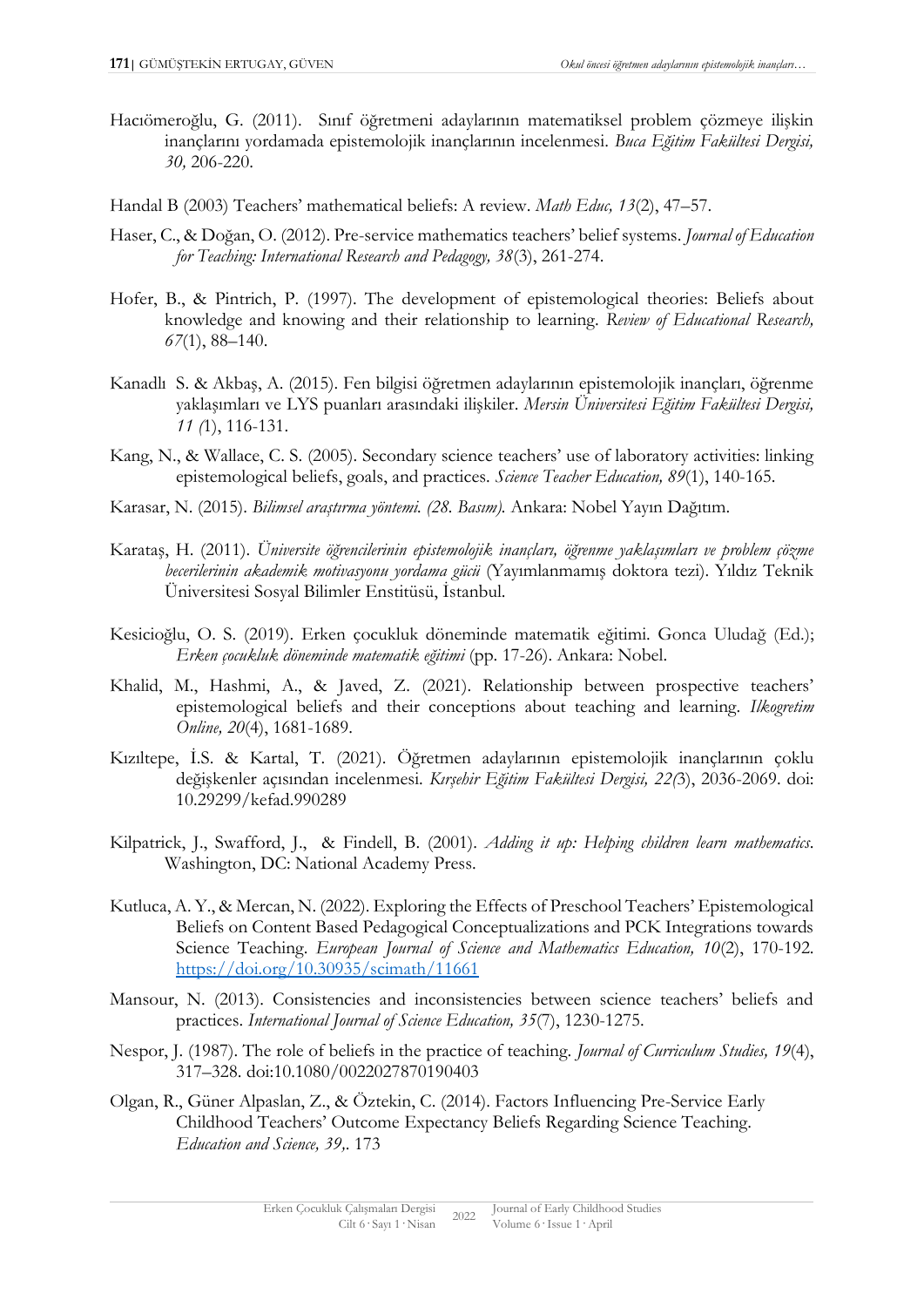Hacıömeroğlu, G. (2011). Sınıf öğretmeni adaylarının matematiksel problem çözmeye ilişkin inançlarını yordamada epistemolojik inançlarının incelenmesi. *Buca Eğitim Fakültesi Dergisi, 30,* 206-220.

Handal B (2003) Teachers' mathematical beliefs: A review. *Math Educ, 13*(2), 47–57.

Haser, C., & Doğan, O. (2012). Pre-service mathematics teachers' belief systems. *Journal of Education for Teaching: International Research and Pedagogy, 38*(3), 261-274.

Hofer, B., & Pintrich, P. (1997). The development of epistemological theories: Beliefs about knowledge and knowing and their relationship to learning. *Review of Educational Research, 67*(1), 88–140.

Kanadlı S. & Akbaş, A. (2015). Fen bilgisi öğretmen adaylarının epistemolojik inançları, öğrenme yaklaşımları ve LYS puanları arasındaki ilişkiler. *Mersin Üniversitesi Eğitim Fakültesi Dergisi, 11 (*1), 116-131.

Kang, N., & Wallace, C. S. (2005). Secondary science teachers' use of laboratory activities: linking epistemological beliefs, goals, and practices. *Science Teacher Education, 89*(1), 140-165.

Karasar, N. (2015). *Bilimsel araştırma yöntemi. (28. Basım).* Ankara: Nobel Yayın Dağıtım.

Karataş, H. (2011). *Üniversite öğrencilerinin epistemolojik inançları, öğrenme yaklaşımları ve problem çözme becerilerinin akademik motivasyonu yordama gücü* (Yayımlanmamış doktora tezi). Yıldız Teknik Üniversitesi Sosyal Bilimler Enstitüsü, İstanbul.

Kesicioğlu, O. S. (2019). Erken çocukluk döneminde matematik eğitimi. Gonca Uludağ (Ed.); *Erken çocukluk döneminde matematik eğitimi* (pp. 17-26). Ankara: Nobel.

Khalid, M., Hashmi, A., & Javed, Z. (2021). Relationship between prospective teachers' epistemological beliefs and their conceptions about teaching and learning. *Ilkogretim Online, 20*(4), 1681-1689.

Kızıltepe, İ.S. & Kartal, T. (2021). Öğretmen adaylarının epistemolojik inançlarının çoklu değişkenler açısından incelenmesi. *Kırşehir Eğitim Fakültesi Dergisi, 22(*3), 2036-2069. doi: 10.29299/kefad.990289

Kilpatrick, J., Swafford, J., & Findell, B. (2001). *Adding it up: Helping children learn mathematics*. Washington, DC: National Academy Press.

Kutluca, A. Y., & Mercan, N. (2022). Exploring the Effects of Preschool Teachers' Epistemological Beliefs on Content Based Pedagogical Conceptualizations and PCK Integrations towards Science Teaching. *European Journal of Science and Mathematics Education, 10*(2), 170-192. https://doi.org/10.30935/scimath/11661

Mansour, N. (2013). Consistencies and inconsistencies between science teachers' beliefs and practices. *International Journal of Science Education, 35*(7), 1230-1275.

Nespor, J. (1987). The role of beliefs in the practice of teaching. *Journal of Curriculum Studies, 19*(4), 317–328. doi:10.1080/0022027870190403

Olgan, R., Güner Alpaslan, Z., & Öztekin, C. (2014). Factors Influencing Pre-Service Early Childhood Teachers' Outcome Expectancy Beliefs Regarding Science Teaching. *Education and Science, 39,*. 173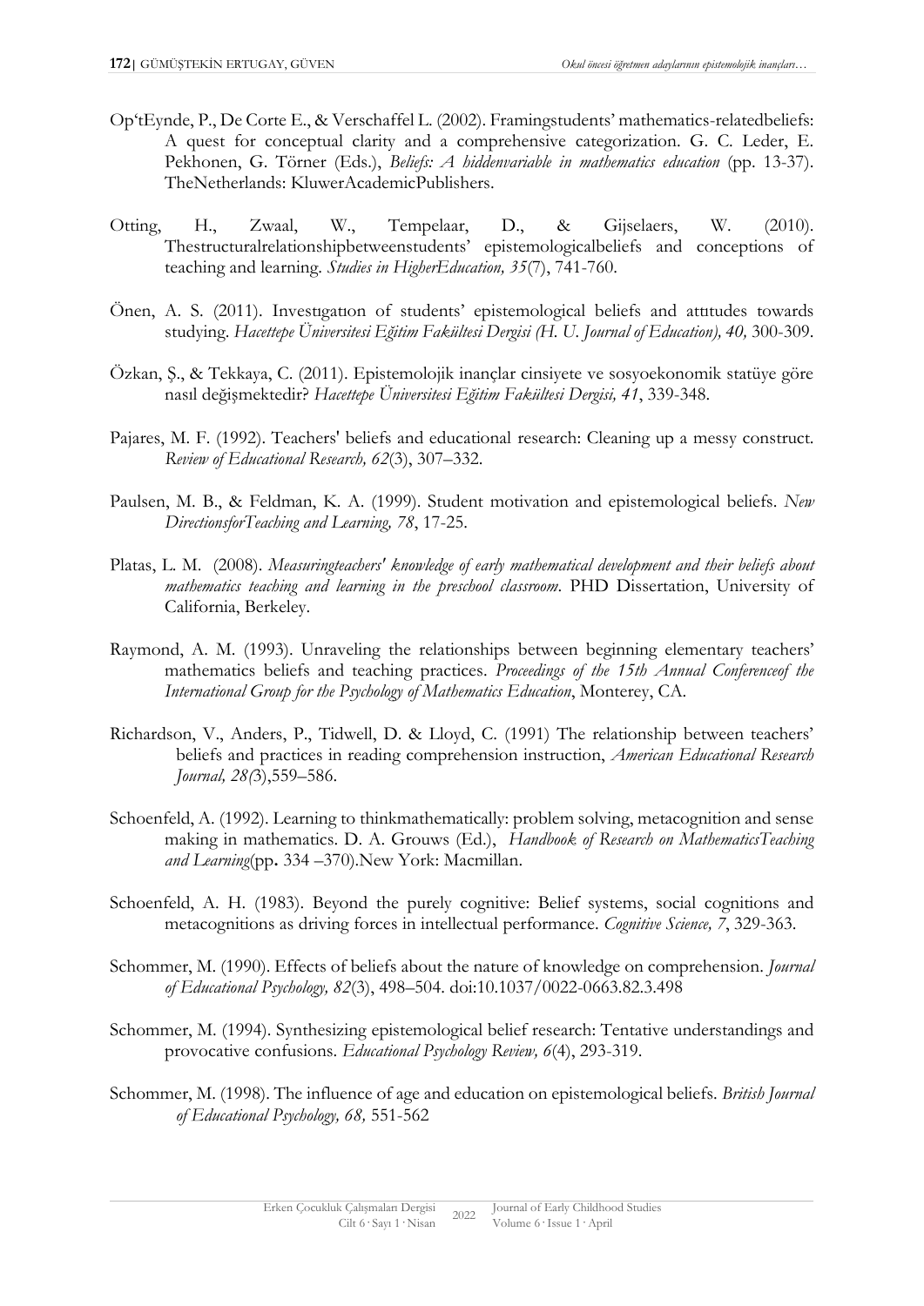Op'tEynde, P., De Corte E., & Verschaffel L. (2002). Framingstudents' mathematics-relatedbeliefs: A quest for conceptual clarity and a comprehensive categorization. G. C. Leder, E. Pekhonen, G. Törner (Eds.), *Beliefs: A hiddenvariable in mathematics education* (pp. 13-37). TheNetherlands: KluwerAcademicPublishers.

Otting, H., Zwaal, W., Tempelaar, D., & Gijselaers, W. (2010). Thestructuralrelationshipbetweenstudents' epistemologicalbeliefs and conceptions of teaching and learning. *Studies in HigherEducation, 35*(7), 741-760.

Önen, A. S. (2011). Investıgatıon of students' epistemological beliefs and attıtudes towards studying. *Hacettepe Üniversitesi Eğitim Fakültesi Dergisi (H. U. Journal of Education), 40,* 300-309.

Özkan, Ş., & Tekkaya, C. (2011). Epistemolojik inançlar cinsiyete ve sosyoekonomik statüye göre nasıl değişmektedir? *Hacettepe Üniversitesi Eğitim Fakültesi Dergisi, 41*, 339-348.

Pajares, M. F. (1992). Teachers' beliefs and educational research: Cleaning up a messy construct. *Review of Educational Research, 62*(3), 307–332.

Paulsen, M. B., & Feldman, K. A. (1999). Student motivation and epistemological beliefs. *New DirectionsforTeaching and Learning, 78*, 17-25.

Platas, L. M. (2008). *Measuringteachers' knowledge of early mathematical development and their beliefs about mathematics teaching and learning in the preschool classroom*. PHD Dissertation, University of California, Berkeley.

Raymond, A. M. (1993). Unraveling the relationships between beginning elementary teachers' mathematics beliefs and teaching practices. *Proceedings of the 15th Annual Conferenceof the International Group for the Psychology of Mathematics Education*, Monterey, CA.

Richardson, V., Anders, P., Tidwell, D. & Lloyd, C. (1991) The relationship between teachers' beliefs and practices in reading comprehension instruction, *American Educational Research Journal, 28(*3),559–586.

Schoenfeld, A. (1992). Learning to thinkmathematically: problem solving, metacognition and sense making in mathematics. D. A. Grouws (Ed.), *Handbook of Research on MathematicsTeaching and Learning*(pp**.** 334 –370).New York: Macmillan.

Schoenfeld, A. H. (1983). Beyond the purely cognitive: Belief systems, social cognitions and metacognitions as driving forces in intellectual performance. *Cognitive Science, 7*, 329-363.

Schommer, M. (1990). Effects of beliefs about the nature of knowledge on comprehension. *Journal of Educational Psychology, 82*(3), 498–504. doi:10.1037/0022-0663.82.3.498

Schommer, M. (1994). Synthesizing epistemological belief research: Tentative understandings and provocative confusions. *Educational Psychology Review, 6*(4), 293-319.

Schommer, M. (1998). The influence of age and education on epistemological beliefs. *British Journal of Educational Psychology, 68,* 551-562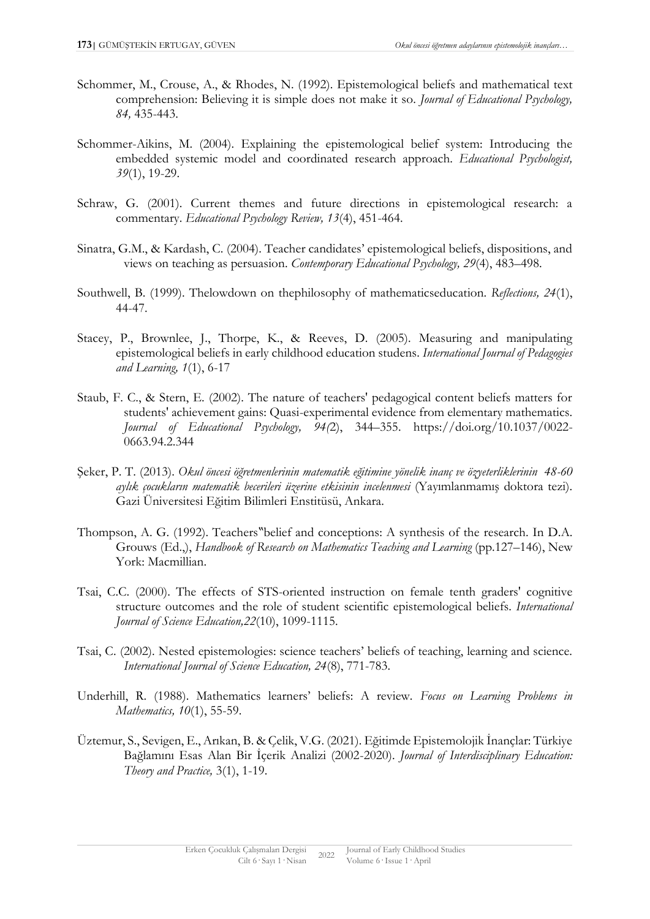Schommer, M., Crouse, A., & Rhodes, N. (1992). Epistemological beliefs and mathematical text comprehension: Believing it is simple does not make it so. *Journal of Educational Psychology, 84,* 435-443.

Schommer-Aikins, M. (2004). Explaining the epistemological belief system: Introducing the embedded systemic model and coordinated research approach. *Educational Psychologist, 39*(1), 19-29.

Schraw, G. (2001). Current themes and future directions in epistemological research: a commentary. *Educational Psychology Review, 13*(4), 451-464.

Sinatra, G.M., & Kardash, C. (2004). Teacher candidates' epistemological beliefs, dispositions, and views on teaching as persuasion. *Contemporary Educational Psychology, 29*(4), 483–498.

Southwell, B. (1999). Thelowdown on thephilosophy of mathematicseducation. *Reflections, 24*(1), 44-47.

Stacey, P., Brownlee, J., Thorpe, K., & Reeves, D. (2005). Measuring and manipulating epistemological beliefs in early childhood education studens. *International Journal of Pedagogies and Learning, 1*(1), 6-17

Staub, F. C., & Stern, E. (2002). The nature of teachers' pedagogical content beliefs matters for students' achievement gains: Quasi-experimental evidence from elementary mathematics. *Journal of Educational Psychology, 94(*2), 344–355. https://doi.org/10.1037/0022-0663.94.2.344

Şeker, P. T. (2013). *Okul öncesi öğretmenlerinin matematik eğitimine yönelik inanç ve özyeterliklerinin 48-60 aylık çocukların matematik becerileri üzerine etkisinin incelenmesi* (Yayımlanmamış doktora tezi). Gazi Üniversitesi Eğitim Bilimleri Enstitüsü, Ankara.

Thompson, A. G. (1992). Teachers‟belief and conceptions: A synthesis of the research. In D.A. Grouws (Ed.,), *Handbook of Research on Mathematics Teaching and Learning* (pp.127–146), New York: Macmillian.

Tsai, C.C. (2000). The effects of STS-oriented instruction on female tenth graders' cognitive structure outcomes and the role of student scientific epistemological beliefs. *International Journal of Science Education,22*(10), 1099-1115.

Tsai, C. (2002). Nested epistemologies: science teachers' beliefs of teaching, learning and science. *International Journal of Science Education, 24*(8), 771-783.

Underhill, R. (1988). Mathematics learners' beliefs: A review. *Focus on Learning Problems in Mathematics, 10*(1), 55-59.

Üztemur, S., Sevigen, E., Arıkan, B. & Çelik, V.G. (2021). Eğitimde Epistemolojik İnançlar: Türkiye Bağlamını Esas Alan Bir İçerik Analizi (2002-2020). *Journal of Interdisciplinary Education: Theory and Practice,* 3(1), 1-19.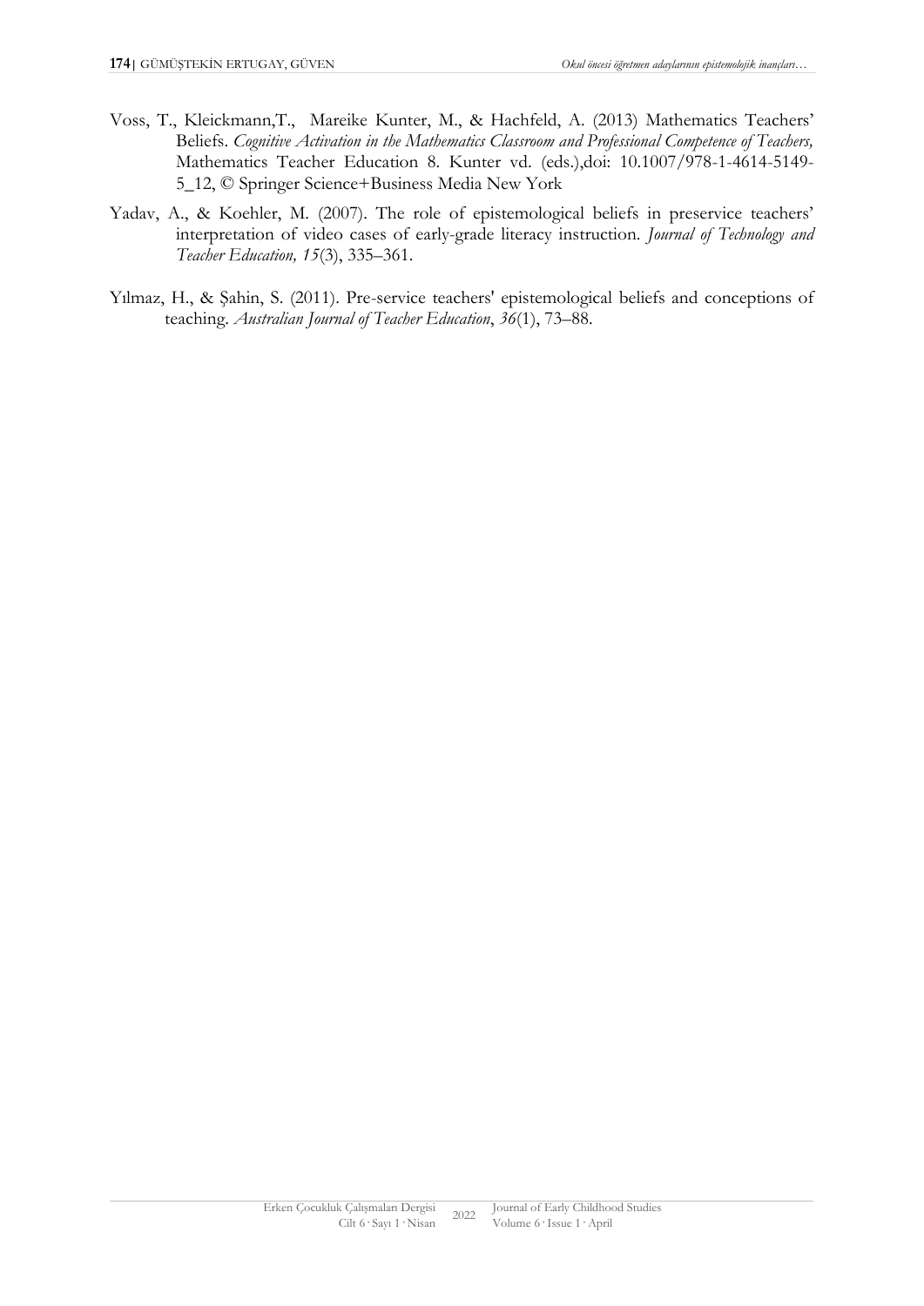Voss, T., Kleickmann,T., Mareike Kunter, M., & Hachfeld, A. (2013) Mathematics Teachers' Beliefs. *Cognitive Activation in the Mathematics Classroom and Professional Competence of Teachers,* Mathematics Teacher Education 8. Kunter vd. (eds.),doi: 10.1007/978-1-4614-5149-5_12, © Springer Science+Business Media New York

Yadav, A., & Koehler, M. (2007). The role of epistemological beliefs in preservice teachers' interpretation of video cases of early-grade literacy instruction. *Journal of Technology and Teacher Education, 15*(3), 335–361.

Yılmaz, H., & Şahin, S. (2011). Pre-service teachers' epistemological beliefs and conceptions of teaching. *Australian Journal of Teacher Education*, *36*(1), 73–88.